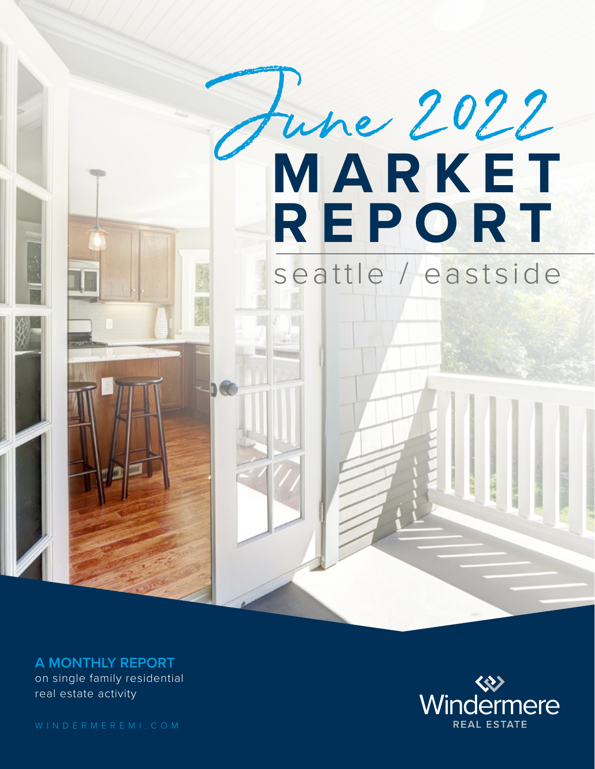# June 2022 MARKET REPORT

seattle / eastside

**A MONTHLY REPORT**
on single family residential real estate activity

WINDERMEREMI.COM

Windermere REAL ESTATE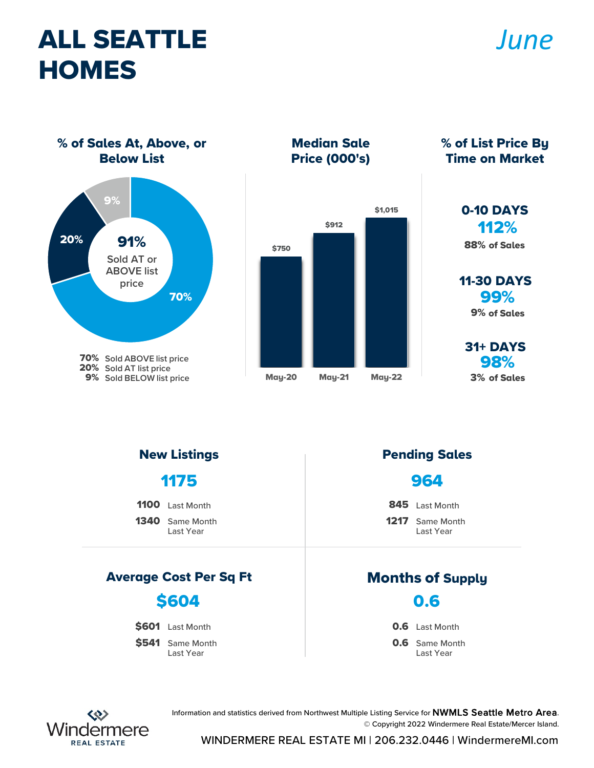# ALL SEATTLE HOMES

*June*

### % of Sales At, Above, or Below List

**91%** Sold AT or ABOVE list price

| % | |
|---|---|
| 70% | Sold ABOVE list price |
| 20% | Sold AT list price |
| 9% | Sold BELOW list price |

### Median Sale Price (000's)

| May-20 | May-21 | May-22 |
|---|---|---|
| $750 | $912 | $1,015 |

### % of List Price By Time on Market

**0-10 DAYS**
**112%**
88% of Sales

**11-30 DAYS**
**99%**
9% of Sales

**31+ DAYS**
**98%**
3% of Sales

### New Listings

**1175**

**1100** Last Month
**1340** Same Month Last Year

### Pending Sales

**964**

**845** Last Month
**1217** Same Month Last Year

### Average Cost Per Sq Ft

**$604**

**$601** Last Month
**$541** Same Month Last Year

### Months of Supply

**0.6**

**0.6** Last Month
**0.6** Same Month Last Year

Information and statistics derived from Northwest Multiple Listing Service for **NWMLS Seattle Metro Area**.
© Copyright 2022 Windermere Real Estate/Mercer Island.

Windermere REAL ESTATE

WINDERMERE REAL ESTATE MI | 206.232.0446 | WindermereMI.com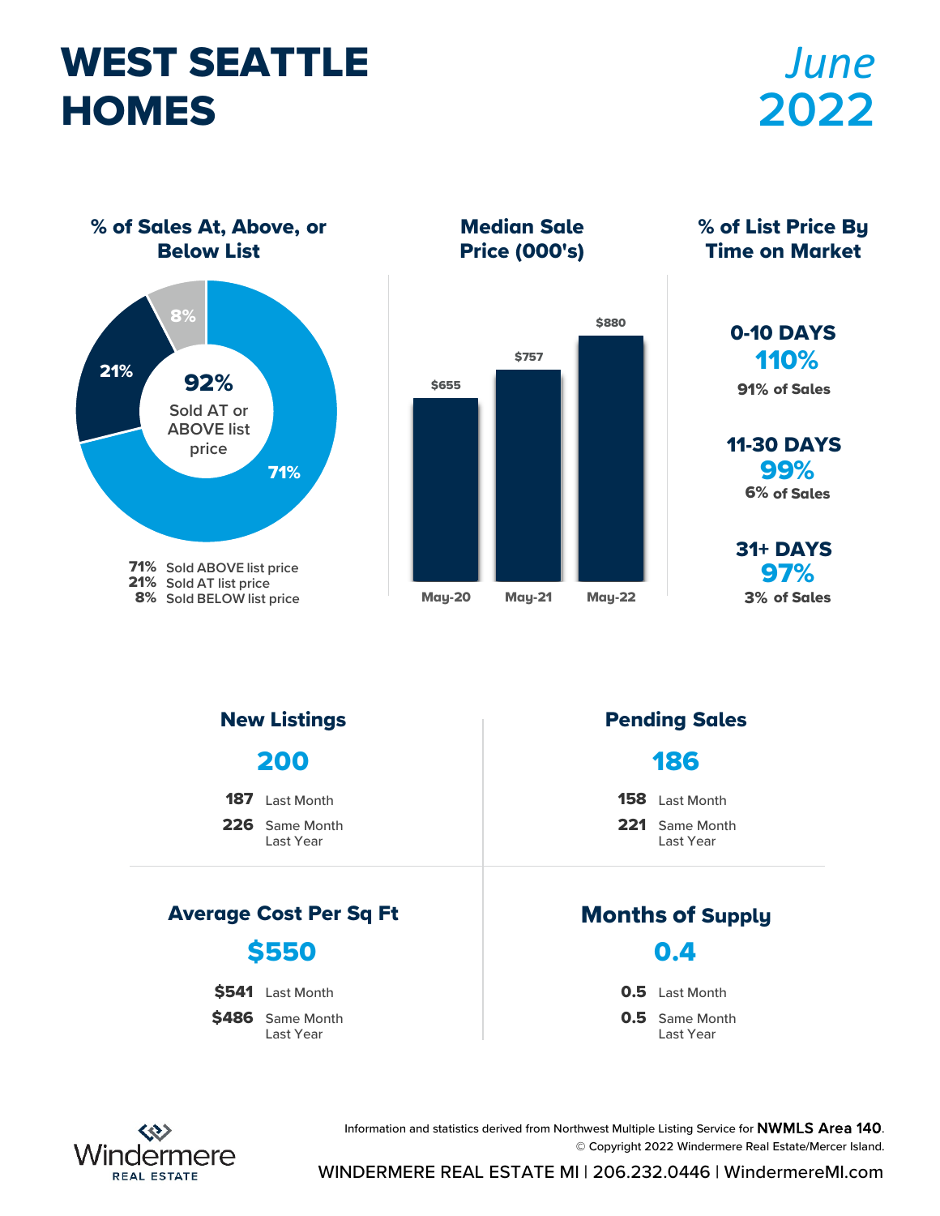# WEST SEATTLE HOMES

*June* **2022**

## % of Sales At, Above, or Below List

**92%** Sold AT or ABOVE list price

- **71%** Sold ABOVE list price
- **21%** Sold AT list price
- **8%** Sold BELOW list price

## Median Sale Price (000's)

| May-20 | May-21 | May-22 |
|---|---|---|
| $655 | $757 | $880 |

## % of List Price By Time on Market

**0-10 DAYS**
**110%**
91% of Sales

**11-30 DAYS**
**99%**
6% of Sales

**31+ DAYS**
**97%**
3% of Sales

## New Listings

**200**

- **187** Last Month
- **226** Same Month Last Year

## Pending Sales

**186**

- **158** Last Month
- **221** Same Month Last Year

## Average Cost Per Sq Ft

**$550**

- **$541** Last Month
- **$486** Same Month Last Year

## Months of Supply

**0.4**

- **0.5** Last Month
- **0.5** Same Month Last Year

Information and statistics derived from Northwest Multiple Listing Service for **NWMLS Area 140**.
© Copyright 2022 Windermere Real Estate/Mercer Island.

Windermere REAL ESTATE

WINDERMERE REAL ESTATE MI | 206.232.0446 | WindermereMI.com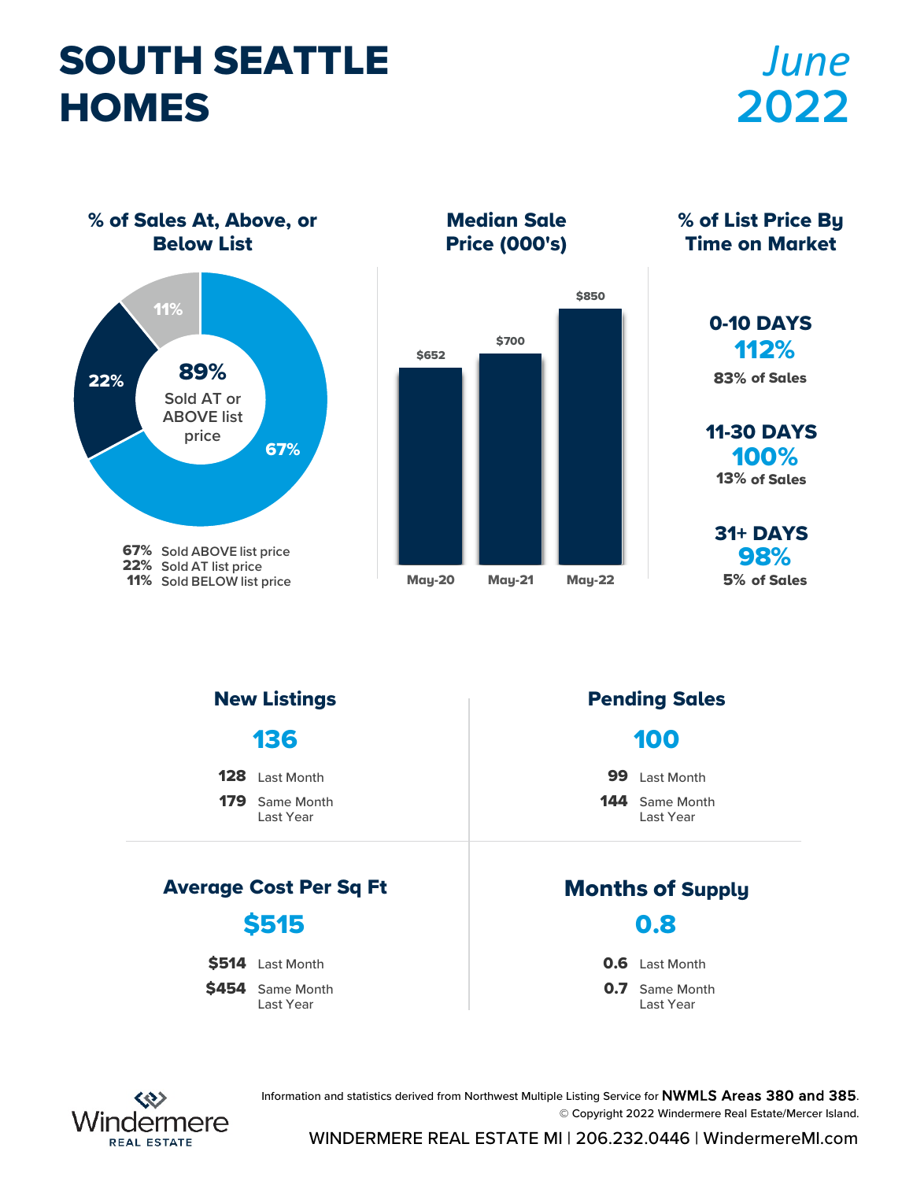# SOUTH SEATTLE HOMES

*June* **2022**

## % of Sales At, Above, or Below List

**89%** Sold AT or ABOVE list price

- **67%** Sold ABOVE list price
- **22%** Sold AT list price
- **11%** Sold BELOW list price

## Median Sale Price (000's)

| May-20 | May-21 | May-22 |
|---|---|---|
| $652 | $700 | $850 |

## % of List Price By Time on Market

**0-10 DAYS**
**112%**
83% of Sales

**11-30 DAYS**
**100%**
13% of Sales

**31+ DAYS**
**98%**
5% of Sales

## New Listings

**136**

- **128** Last Month
- **179** Same Month Last Year

## Pending Sales

**100**

- **99** Last Month
- **144** Same Month Last Year

## Average Cost Per Sq Ft

**$515**

- **$514** Last Month
- **$454** Same Month Last Year

## Months of Supply

**0.8**

- **0.6** Last Month
- **0.7** Same Month Last Year

Information and statistics derived from Northwest Multiple Listing Service for **NWMLS Areas 380 and 385**.
© Copyright 2022 Windermere Real Estate/Mercer Island.

Windermere REAL ESTATE

WINDERMERE REAL ESTATE MI | 206.232.0446 | WindermereMI.com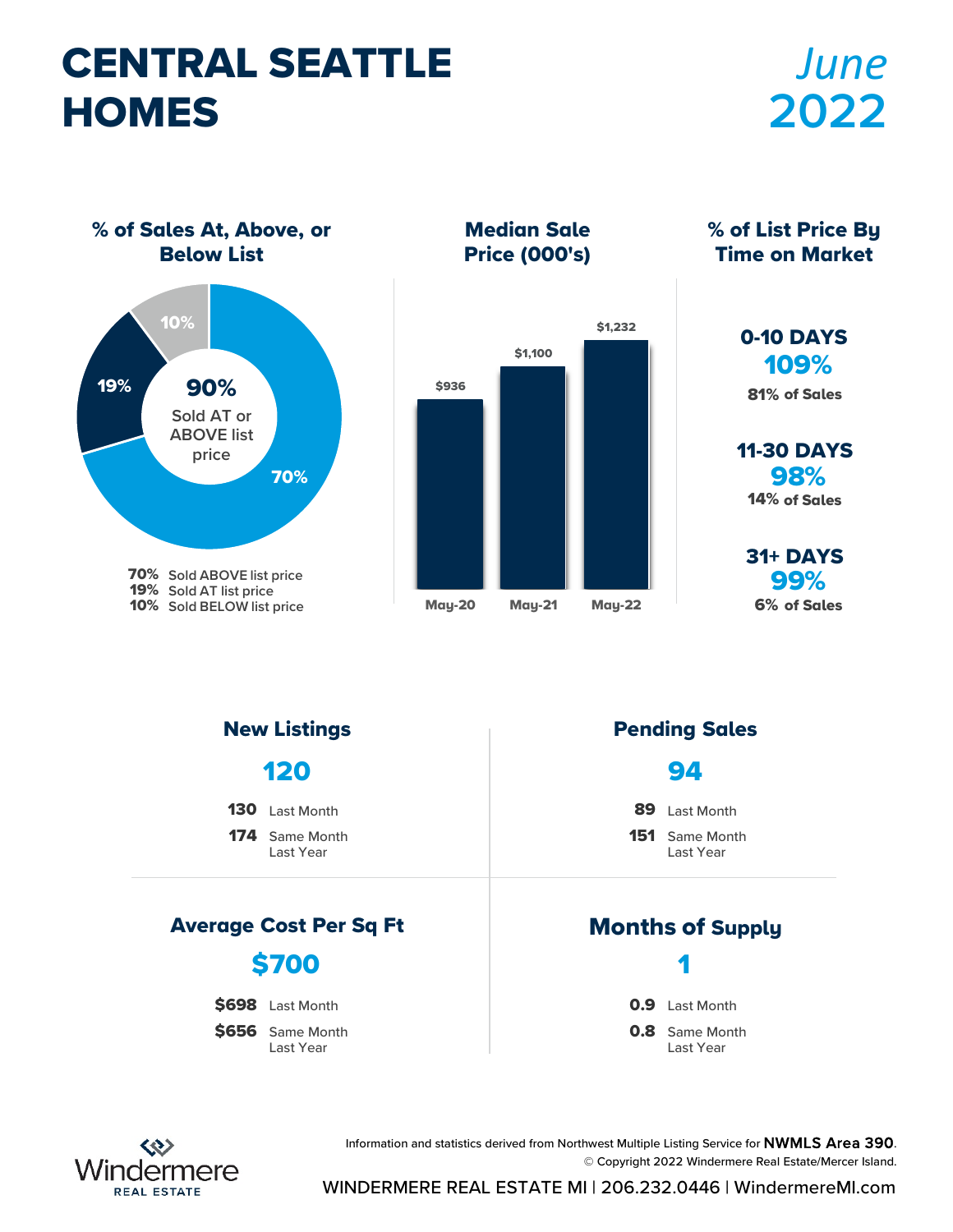# CENTRAL SEATTLE HOMES

*June* 2022

## % of Sales At, Above, or Below List

**90%** Sold AT or ABOVE list price

| | |
|---|---|
| **70%** | Sold ABOVE list price |
| **19%** | Sold AT list price |
| **10%** | Sold BELOW list price |

## Median Sale Price (000's)

| May-20 | May-21 | May-22 |
|---|---|---|
| $936 | $1,100 | $1,232 |

## % of List Price By Time on Market

**0-10 DAYS**
**109%**
81% of Sales

**11-30 DAYS**
**98%**
14% of Sales

**31+ DAYS**
**99%**
6% of Sales

## New Listings

**120**

**130** Last Month
**174** Same Month Last Year

## Pending Sales

**94**

**89** Last Month
**151** Same Month Last Year

## Average Cost Per Sq Ft

**$700**

**$698** Last Month
**$656** Same Month Last Year

## Months of Supply

**1**

**0.9** Last Month
**0.8** Same Month Last Year

Information and statistics derived from Northwest Multiple Listing Service for **NWMLS Area 390**.
© Copyright 2022 Windermere Real Estate/Mercer Island.

Windermere REAL ESTATE

WINDERMERE REAL ESTATE MI | 206.232.0446 | WindermereMI.com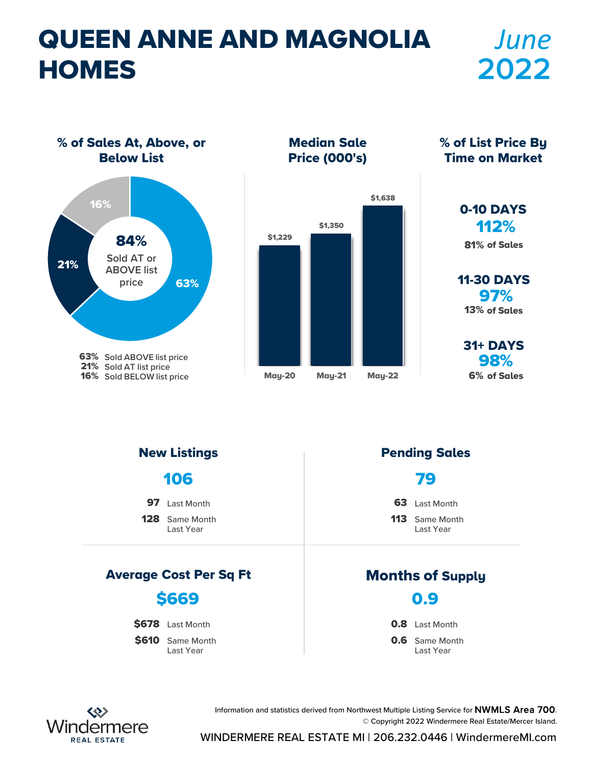# QUEEN ANNE AND MAGNOLIA HOMES

*June* **2022**

## % of Sales At, Above, or Below List

**84%** Sold AT or ABOVE list price

- **63%** Sold ABOVE list price
- **21%** Sold AT list price
- **16%** Sold BELOW list price

## Median Sale Price (000's)

| May-20 | May-21 | May-22 |
|---|---|---|
| $1,229 | $1,350 | $1,638 |

## % of List Price By Time on Market

**0-10 DAYS**
**112%**
81% of Sales

**11-30 DAYS**
**97%**
13% of Sales

**31+ DAYS**
**98%**
6% of Sales

## New Listings

**106**

- **97** Last Month
- **128** Same Month Last Year

## Pending Sales

**79**

- **63** Last Month
- **113** Same Month Last Year

## Average Cost Per Sq Ft

**$669**

- **$678** Last Month
- **$610** Same Month Last Year

## Months of Supply

**0.9**

- **0.8** Last Month
- **0.6** Same Month Last Year

Information and statistics derived from Northwest Multiple Listing Service for **NWMLS Area 700**.
© Copyright 2022 Windermere Real Estate/Mercer Island.

Windermere REAL ESTATE

WINDERMERE REAL ESTATE MI | 206.232.0446 | WindermereMI.com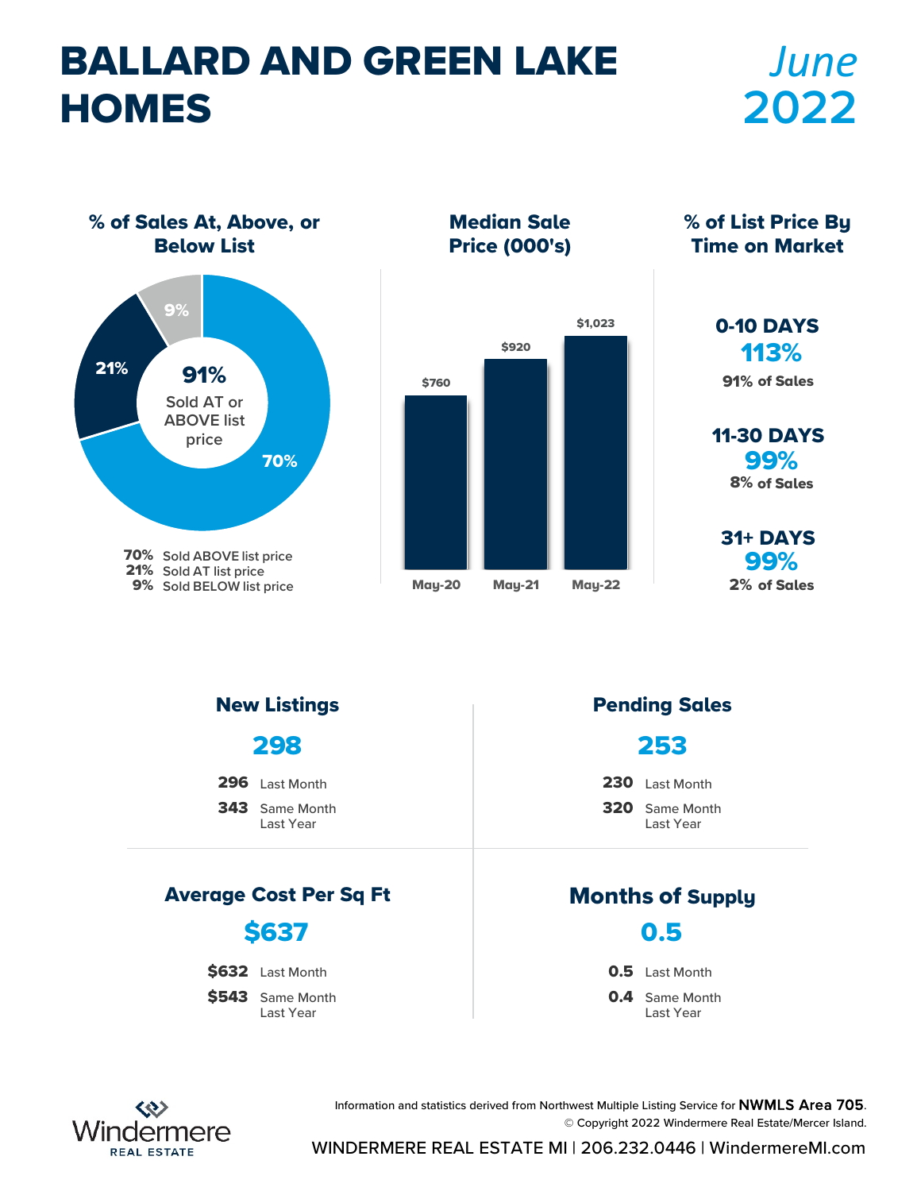# BALLARD AND GREEN LAKE HOMES

*June* **2022**

### % of Sales At, Above, or Below List

**91%** Sold AT or ABOVE list price

- **70%** Sold ABOVE list price
- **21%** Sold AT list price
- **9%** Sold BELOW list price

### Median Sale Price (000's)

| May-20 | May-21 | May-22 |
| --- | --- | --- |
| $760 | $920 | $1,023 |

### % of List Price By Time on Market

**0-10 DAYS**
**113%**
91% of Sales

**11-30 DAYS**
**99%**
8% of Sales

**31+ DAYS**
**99%**
2% of Sales

### New Listings

**298**

- **296** Last Month
- **343** Same Month Last Year

### Pending Sales

**253**

- **230** Last Month
- **320** Same Month Last Year

### Average Cost Per Sq Ft

**$637**

- **$632** Last Month
- **$543** Same Month Last Year

### Months of Supply

**0.5**

- **0.5** Last Month
- **0.4** Same Month Last Year

Information and statistics derived from Northwest Multiple Listing Service for **NWMLS Area 705**.
© Copyright 2022 Windermere Real Estate/Mercer Island.

Windermere REAL ESTATE

WINDERMERE REAL ESTATE MI | 206.232.0446 | WindermereMI.com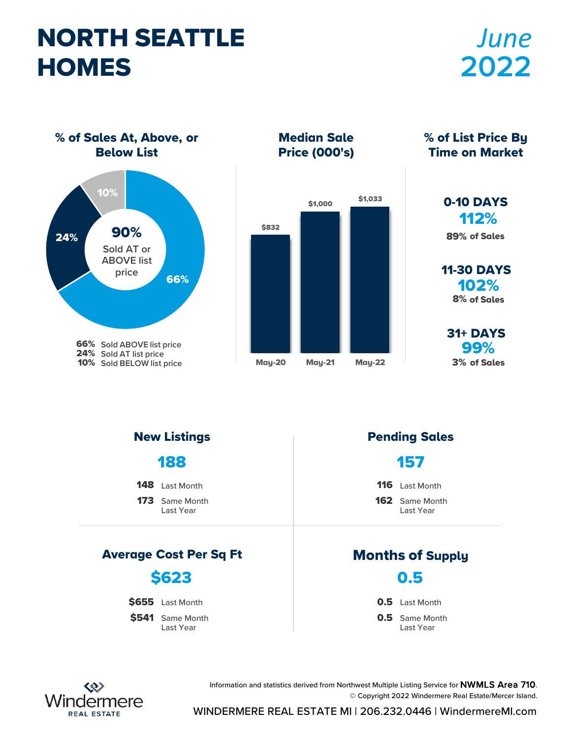# NORTH SEATTLE HOMES

*June* **2022**

## % of Sales At, Above, or Below List

**90%** Sold AT or ABOVE list price

| | |
|---|---|
| 66% | Sold ABOVE list price |
| 24% | Sold AT list price |
| 10% | Sold BELOW list price |

## Median Sale Price (000's)

| May-20 | May-21 | May-22 |
|---|---|---|
| $832 | $1,000 | $1,033 |

## % of List Price By Time on Market

**0-10 DAYS**
**112%**
89% of Sales

**11-30 DAYS**
**102%**
8% of Sales

**31+ DAYS**
**99%**
3% of Sales

## New Listings

**188**

| | |
|---|---|
| 148 | Last Month |
| 173 | Same Month Last Year |

## Pending Sales

**157**

| | |
|---|---|
| 116 | Last Month |
| 162 | Same Month Last Year |

## Average Cost Per Sq Ft

**$623**

| | |
|---|---|
| $655 | Last Month |
| $541 | Same Month Last Year |

## Months of Supply

**0.5**

| | |
|---|---|
| 0.5 | Last Month |
| 0.5 | Same Month Last Year |

Windermere REAL ESTATE

Information and statistics derived from Northwest Multiple Listing Service for **NWMLS Area 710**.
© Copyright 2022 Windermere Real Estate/Mercer Island.

WINDERMERE REAL ESTATE MI | 206.232.0446 | WindermereMI.com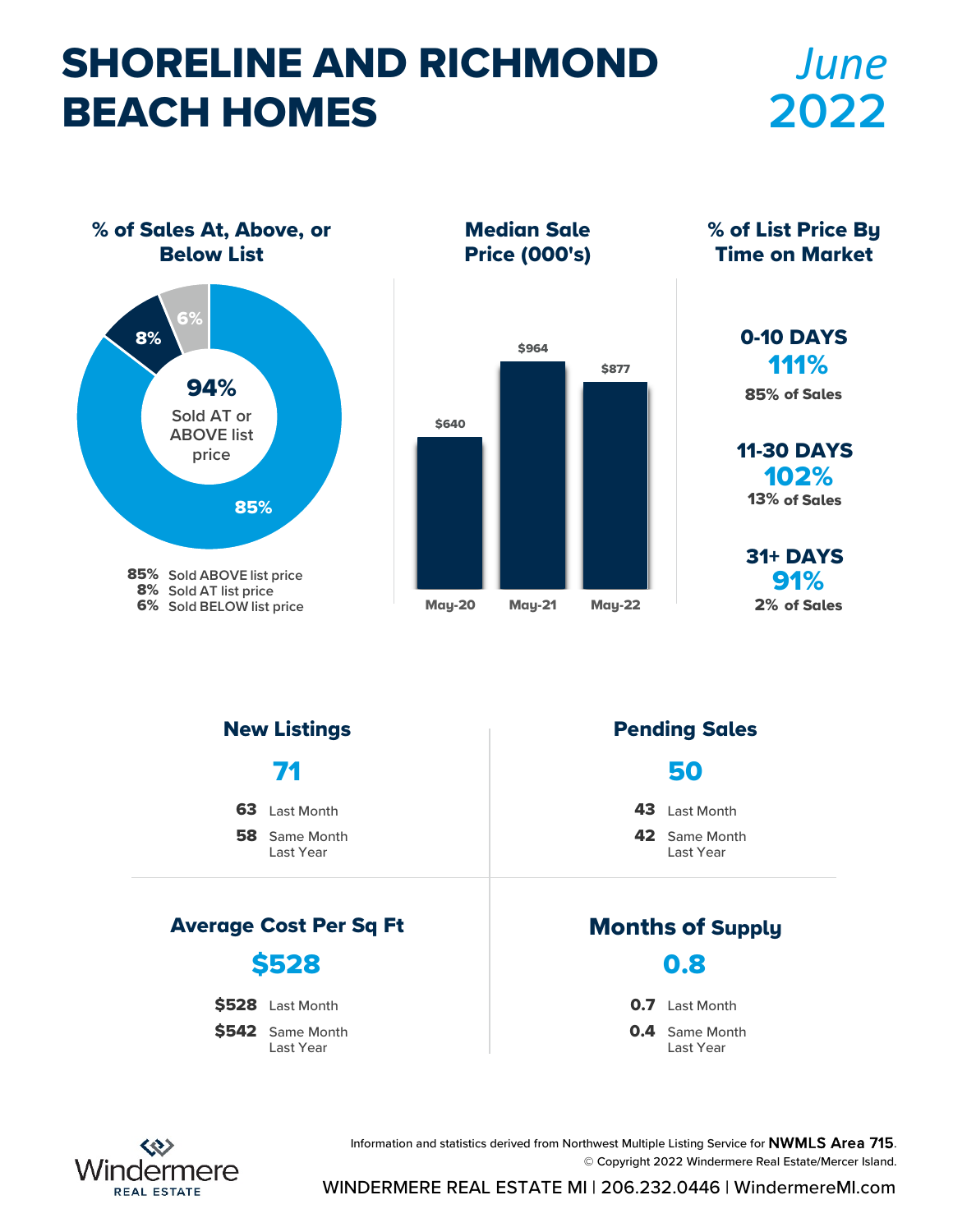# SHORELINE AND RICHMOND BEACH HOMES

*June* **2022**

### % of Sales At, Above, or Below List

**94%** Sold AT or ABOVE list price

- **85%** Sold ABOVE list price
- **8%** Sold AT list price
- **6%** Sold BELOW list price

### Median Sale Price (000's)

| May-20 | May-21 | May-22 |
|---|---|---|
| $640 | $964 | $877 |

### % of List Price By Time on Market

**0-10 DAYS**
**111%**
85% of Sales

**11-30 DAYS**
**102%**
13% of Sales

**31+ DAYS**
**91%**
2% of Sales

### New Listings

**71**

- **63** Last Month
- **58** Same Month Last Year

### Pending Sales

**50**

- **43** Last Month
- **42** Same Month Last Year

### Average Cost Per Sq Ft

**$528**

- **$528** Last Month
- **$542** Same Month Last Year

### Months of Supply

**0.8**

- **0.7** Last Month
- **0.4** Same Month Last Year

Windermere REAL ESTATE

Information and statistics derived from Northwest Multiple Listing Service for **NWMLS Area 715**.
© Copyright 2022 Windermere Real Estate/Mercer Island.

WINDERMERE REAL ESTATE MI | 206.232.0446 | WindermereMI.com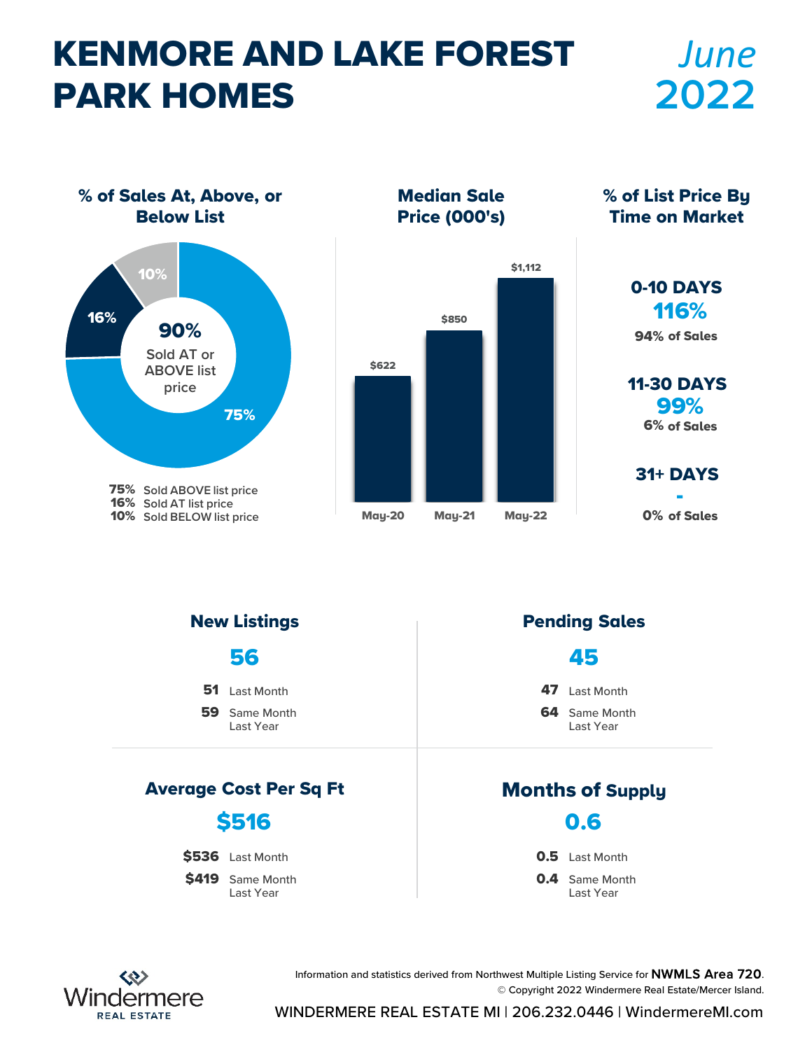# KENMORE AND LAKE FOREST PARK HOMES

*June* 2022

## % of Sales At, Above, or Below List

**90%** Sold AT or ABOVE list price

- **75%** Sold ABOVE list price
- **16%** Sold AT list price
- **10%** Sold BELOW list price

## Median Sale Price (000's)

| May-20 | May-21 | May-22 |
|---|---|---|
| $622 | $850 | $1,112 |

## % of List Price By Time on Market

**0-10 DAYS**
**116%**
94% of Sales

**11-30 DAYS**
**99%**
6% of Sales

**31+ DAYS**
**-**
0% of Sales

## New Listings

**56**

- **51** Last Month
- **59** Same Month Last Year

## Pending Sales

**45**

- **47** Last Month
- **64** Same Month Last Year

## Average Cost Per Sq Ft

**$516**

- **$536** Last Month
- **$419** Same Month Last Year

## Months of Supply

**0.6**

- **0.5** Last Month
- **0.4** Same Month Last Year

Information and statistics derived from Northwest Multiple Listing Service for **NWMLS Area 720**.
© Copyright 2022 Windermere Real Estate/Mercer Island.

Windermere REAL ESTATE

WINDERMERE REAL ESTATE MI | 206.232.0446 | WindermereMI.com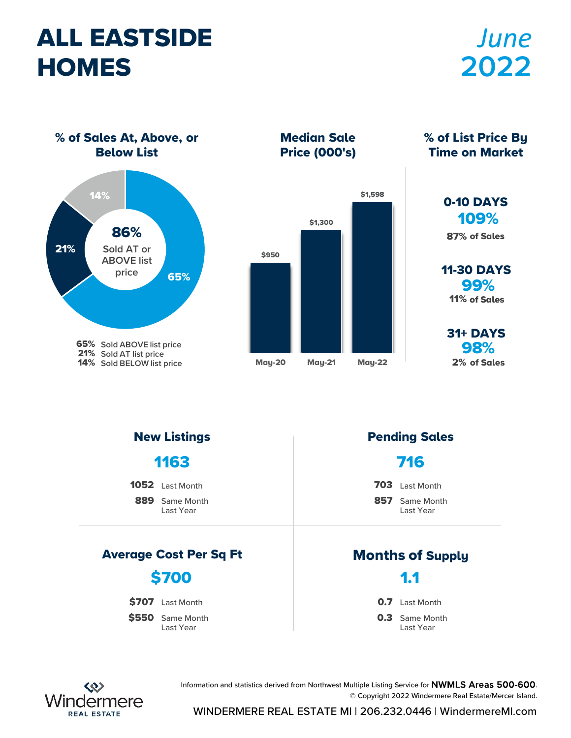# ALL EASTSIDE HOMES

*June*
**2022**

## % of Sales At, Above, or Below List

**86%** Sold AT or ABOVE list price

- **65%** Sold ABOVE list price
- **21%** Sold AT list price
- **14%** Sold BELOW list price

## Median Sale Price (000's)

| May-20 | May-21 | May-22 |
|---|---|---|
| $950 | $1,300 | $1,598 |

## % of List Price By Time on Market

**0-10 DAYS**
**109%**
87% of Sales

**11-30 DAYS**
**99%**
11% of Sales

**31+ DAYS**
**98%**
2% of Sales

## New Listings

**1163**

- **1052** Last Month
- **889** Same Month Last Year

## Pending Sales

**716**

- **703** Last Month
- **857** Same Month Last Year

## Average Cost Per Sq Ft

**$700**

- **$707** Last Month
- **$550** Same Month Last Year

## Months of Supply

**1.1**

- **0.7** Last Month
- **0.3** Same Month Last Year

Windermere REAL ESTATE

Information and statistics derived from Northwest Multiple Listing Service for **NWMLS Areas 500-600**.
© Copyright 2022 Windermere Real Estate/Mercer Island.

WINDERMERE REAL ESTATE MI | 206.232.0446 | WindermereMI.com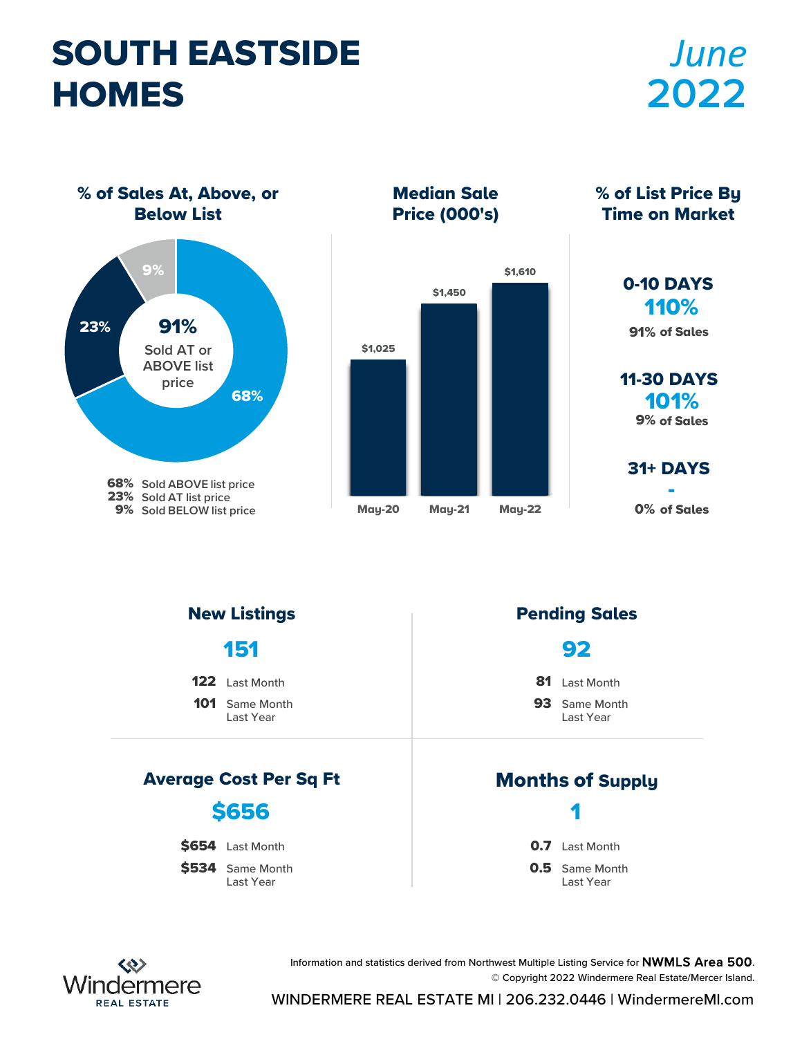# SOUTH EASTSIDE HOMES

*June* **2022**

## % of Sales At, Above, or Below List

**91%** Sold AT or ABOVE list price

- **68%** Sold ABOVE list price
- **23%** Sold AT list price
- **9%** Sold BELOW list price

## Median Sale Price (000's)

| May-20 | May-21 | May-22 |
|---|---|---|
| $1,025 | $1,450 | $1,610 |

## % of List Price By Time on Market

| Time on Market | % of List Price | % of Sales |
|---|---|---|
| 0-10 DAYS | 110% | 91% of Sales |
| 11-30 DAYS | 101% | 9% of Sales |
| 31+ DAYS | - | 0% of Sales |

## New Listings

**151**

- **122** Last Month
- **101** Same Month Last Year

## Pending Sales

**92**

- **81** Last Month
- **93** Same Month Last Year

## Average Cost Per Sq Ft

**$656**

- **$654** Last Month
- **$534** Same Month Last Year

## Months of Supply

**1**

- **0.7** Last Month
- **0.5** Same Month Last Year

Information and statistics derived from Northwest Multiple Listing Service for **NWMLS Area 500**.
© Copyright 2022 Windermere Real Estate/Mercer Island.

Windermere REAL ESTATE

WINDERMERE REAL ESTATE MI | 206.232.0446 | WindermereMI.com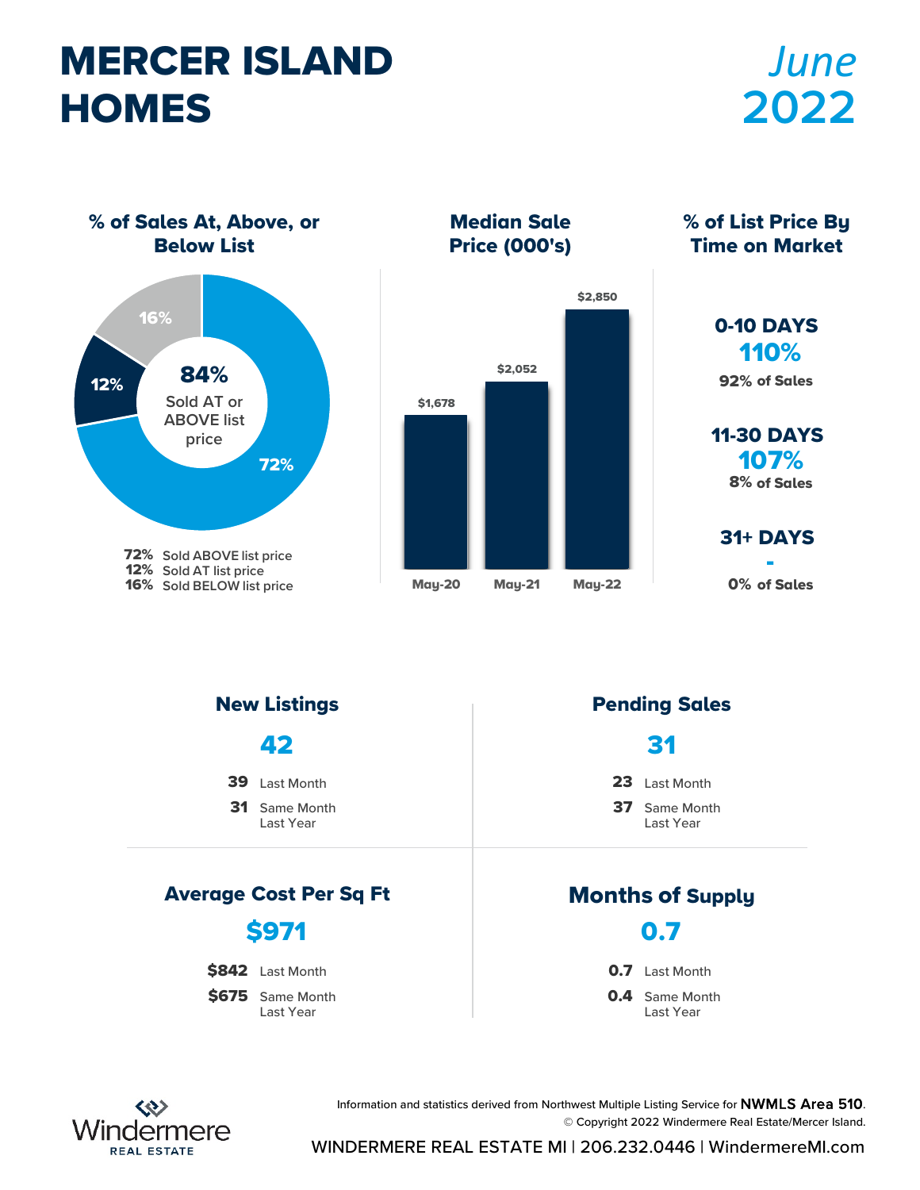# MERCER ISLAND HOMES

*June* 2022

## % of Sales At, Above, or Below List

**84%** Sold AT or ABOVE list price

| % | Category |
|---|---|
| 72% | Sold ABOVE list price |
| 12% | Sold AT list price |
| 16% | Sold BELOW list price |

## Median Sale Price (000's)

| May-20 | May-21 | May-22 |
|---|---|---|
| $1,678 | $2,052 | $2,850 |

## % of List Price By Time on Market

**0-10 DAYS**
**110%**
92% of Sales

**11-30 DAYS**
**107%**
8% of Sales

**31+ DAYS**
**-**
0% of Sales

## New Listings

**42**

- **39** Last Month
- **31** Same Month Last Year

## Pending Sales

**31**

- **23** Last Month
- **37** Same Month Last Year

## Average Cost Per Sq Ft

**$971**

- **$842** Last Month
- **$675** Same Month Last Year

## Months of Supply

**0.7**

- **0.7** Last Month
- **0.4** Same Month Last Year

Information and statistics derived from Northwest Multiple Listing Service for **NWMLS Area 510**.
© Copyright 2022 Windermere Real Estate/Mercer Island.

Windermere REAL ESTATE

WINDERMERE REAL ESTATE MI | 206.232.0446 | WindermereMI.com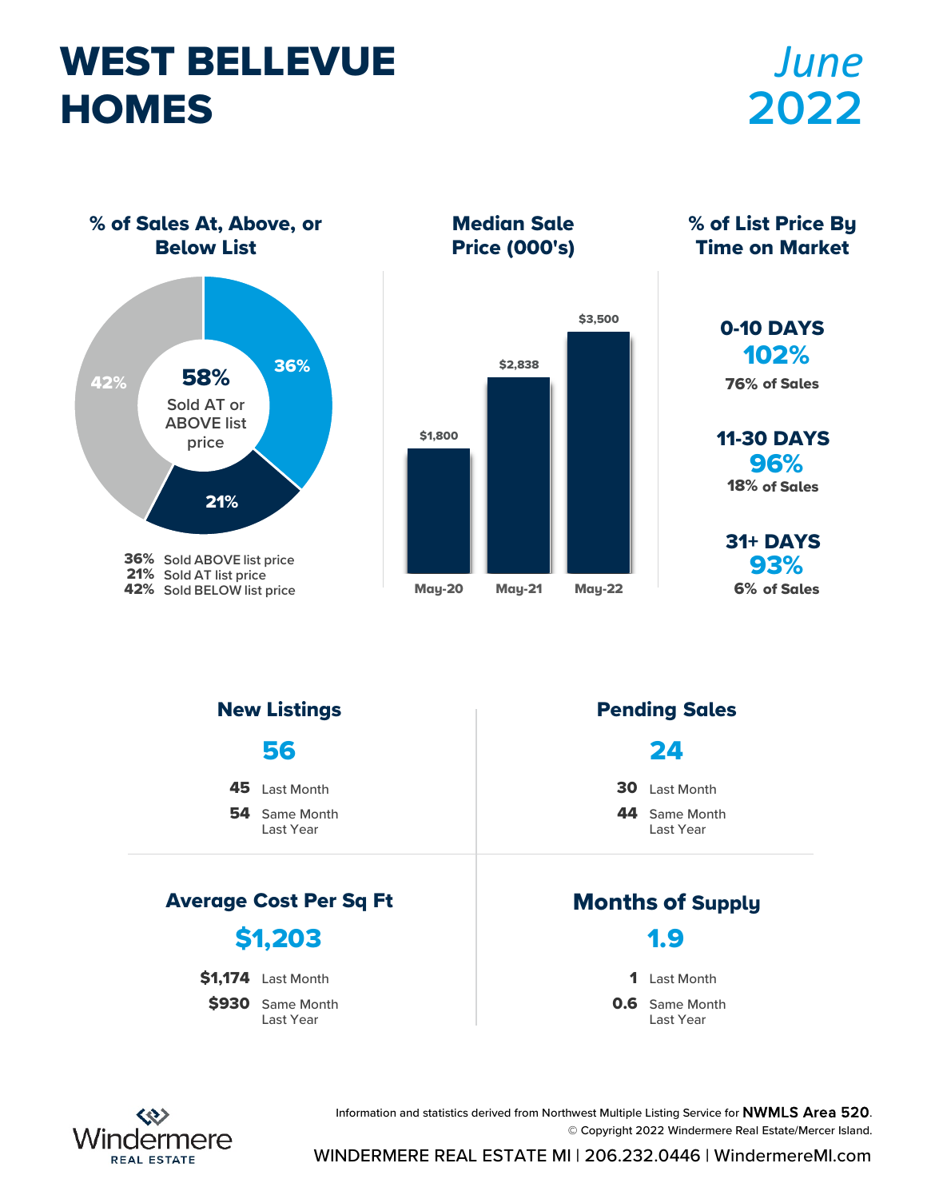# WEST BELLEVUE HOMES

*June* **2022**

## % of Sales At, Above, or Below List

**58%** Sold AT or ABOVE list price

- **36%** Sold ABOVE list price
- **21%** Sold AT list price
- **42%** Sold BELOW list price

## Median Sale Price (000's)

| May-20 | May-21 | May-22 |
|---|---|---|
| $1,800 | $2,838 | $3,500 |

## % of List Price By Time on Market

**0-10 DAYS**
**102%**
76% of Sales

**11-30 DAYS**
**96%**
18% of Sales

**31+ DAYS**
**93%**
6% of Sales

## New Listings

**56**

- **45** Last Month
- **54** Same Month Last Year

## Pending Sales

**24**

- **30** Last Month
- **44** Same Month Last Year

## Average Cost Per Sq Ft

**$1,203**

- **$1,174** Last Month
- **$930** Same Month Last Year

## Months of Supply

**1.9**

- **1** Last Month
- **0.6** Same Month Last Year

Information and statistics derived from Northwest Multiple Listing Service for **NWMLS Area 520**.
© Copyright 2022 Windermere Real Estate/Mercer Island.

Windermere REAL ESTATE

WINDERMERE REAL ESTATE MI | 206.232.0446 | WindermereMI.com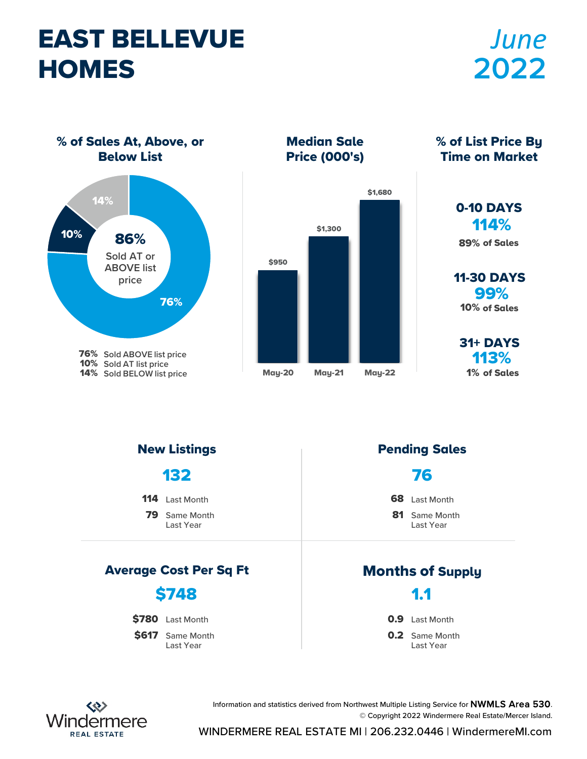# EAST BELLEVUE HOMES

*June* 2022

## % of Sales At, Above, or Below List

14%
10%
**86%** Sold AT or ABOVE list price
76%

**76%** Sold ABOVE list price
**10%** Sold AT list price
**14%** Sold BELOW list price

## Median Sale Price (000's)

| May-20 | May-21 | May-22 |
|---|---|---|
| $950 | $1,300 | $1,680 |

## % of List Price By Time on Market

**0-10 DAYS**
**114%**
89% of Sales

**11-30 DAYS**
**99%**
10% of Sales

**31+ DAYS**
**113%**
1% of Sales

## New Listings

**132**

**114** Last Month
**79** Same Month Last Year

## Pending Sales

**76**

**68** Last Month
**81** Same Month Last Year

## Average Cost Per Sq Ft

**$748**

**$780** Last Month
**$617** Same Month Last Year

## Months of Supply

**1.1**

**0.9** Last Month
**0.2** Same Month Last Year

Information and statistics derived from Northwest Multiple Listing Service for **NWMLS Area 530**.
© Copyright 2022 Windermere Real Estate/Mercer Island.

Windermere REAL ESTATE

WINDERMERE REAL ESTATE MI | 206.232.0446 | WindermereMI.com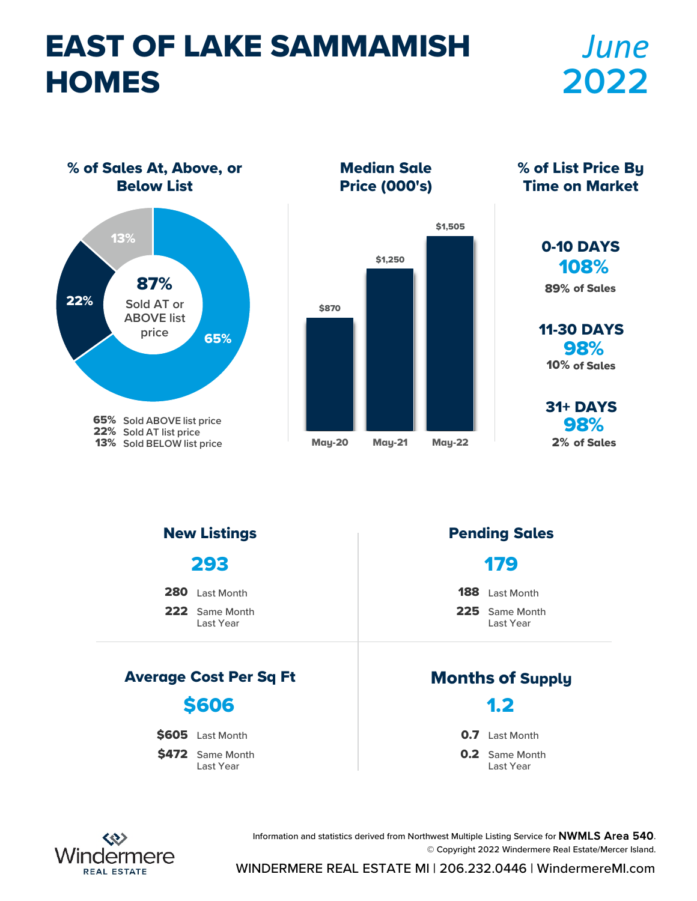# EAST OF LAKE SAMMAMISH HOMES

*June* **2022**

## % of Sales At, Above, or Below List

**87%** Sold AT or ABOVE list price

- **65%** Sold ABOVE list price
- **22%** Sold AT list price
- **13%** Sold BELOW list price

## Median Sale Price (000's)

| May-20 | May-21 | May-22 |
|---|---|---|
| $870 | $1,250 | $1,505 |

## % of List Price By Time on Market

**0-10 DAYS**
**108%**
89% of Sales

**11-30 DAYS**
**98%**
10% of Sales

**31+ DAYS**
**98%**
2% of Sales

## New Listings

**293**

- **280** Last Month
- **222** Same Month Last Year

## Pending Sales

**179**

- **188** Last Month
- **225** Same Month Last Year

## Average Cost Per Sq Ft

**$606**

- **$605** Last Month
- **$472** Same Month Last Year

## Months of Supply

**1.2**

- **0.7** Last Month
- **0.2** Same Month Last Year

Information and statistics derived from Northwest Multiple Listing Service for **NWMLS Area 540**.
© Copyright 2022 Windermere Real Estate/Mercer Island.

Windermere REAL ESTATE

WINDERMERE REAL ESTATE MI | 206.232.0446 | WindermereMI.com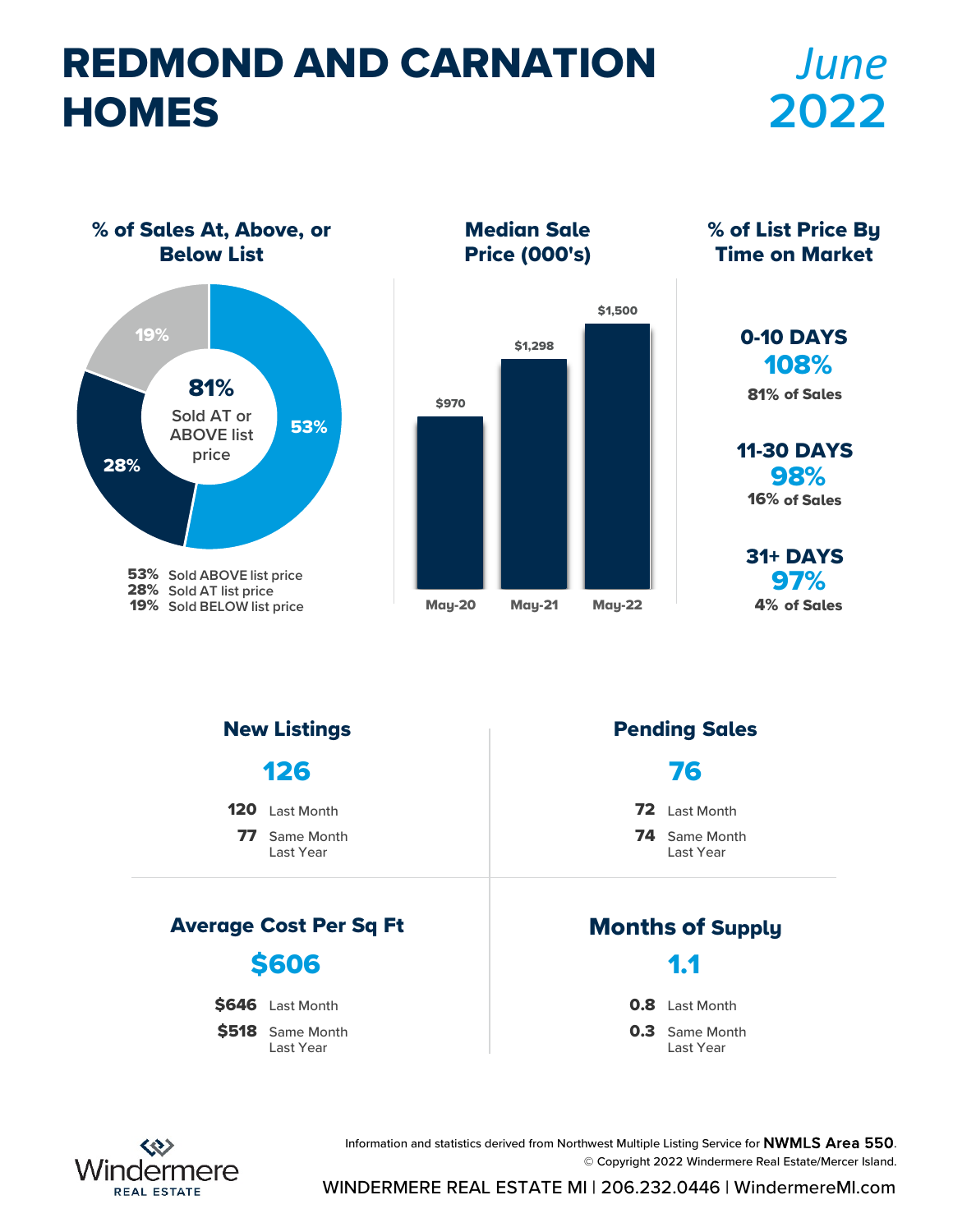# REDMOND AND CARNATION HOMES

*June* **2022**

## % of Sales At, Above, or Below List

**81%** Sold AT or ABOVE list price

- **53%** Sold ABOVE list price
- **28%** Sold AT list price
- **19%** Sold BELOW list price

## Median Sale Price (000's)

| May-20 | May-21 | May-22 |
|---|---|---|
| $970 | $1,298 | $1,500 |

## % of List Price By Time on Market

**0-10 DAYS**
**108%**
81% of Sales

**11-30 DAYS**
**98%**
16% of Sales

**31+ DAYS**
**97%**
4% of Sales

## New Listings

**126**

- **120** Last Month
- **77** Same Month Last Year

## Pending Sales

**76**

- **72** Last Month
- **74** Same Month Last Year

## Average Cost Per Sq Ft

**$606**

- **$646** Last Month
- **$518** Same Month Last Year

## Months of Supply

**1.1**

- **0.8** Last Month
- **0.3** Same Month Last Year

Information and statistics derived from Northwest Multiple Listing Service for **NWMLS Area 550**.
© Copyright 2022 Windermere Real Estate/Mercer Island.

Windermere REAL ESTATE

WINDERMERE REAL ESTATE MI | 206.232.0446 | WindermereMI.com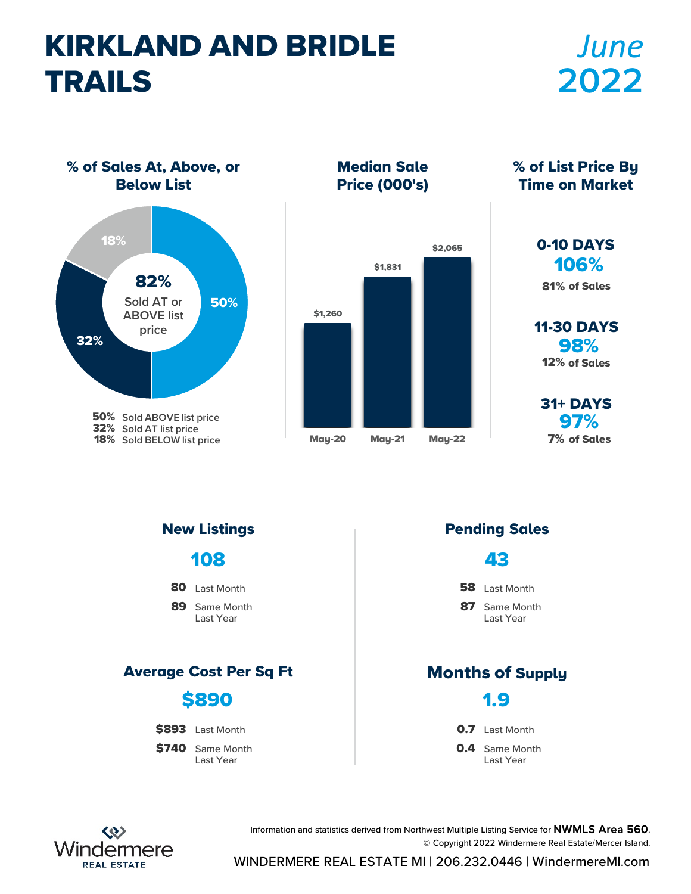# KIRKLAND AND BRIDLE TRAILS

*June* **2022**

## % of Sales At, Above, or Below List

18%

**82%** Sold AT or ABOVE list price

32%

50%

- **50%** Sold ABOVE list price
- **32%** Sold AT list price
- **18%** Sold BELOW list price

## Median Sale Price (000's)

| May-20 | May-21 | May-22 |
|---|---|---|
| $1,260 | $1,831 | $2,065 |

## % of List Price By Time on Market

**0-10 DAYS**
**106%**
81% of Sales

**11-30 DAYS**
**98%**
12% of Sales

**31+ DAYS**
**97%**
7% of Sales

## New Listings

**108**

- **80** Last Month
- **89** Same Month Last Year

## Pending Sales

**43**

- **58** Last Month
- **87** Same Month Last Year

## Average Cost Per Sq Ft

**$890**

- **$893** Last Month
- **$740** Same Month Last Year

## Months of Supply

**1.9**

- **0.7** Last Month
- **0.4** Same Month Last Year

Information and statistics derived from Northwest Multiple Listing Service for **NWMLS Area 560**.
© Copyright 2022 Windermere Real Estate/Mercer Island.

Windermere REAL ESTATE

WINDERMERE REAL ESTATE MI | 206.232.0446 | WindermereMI.com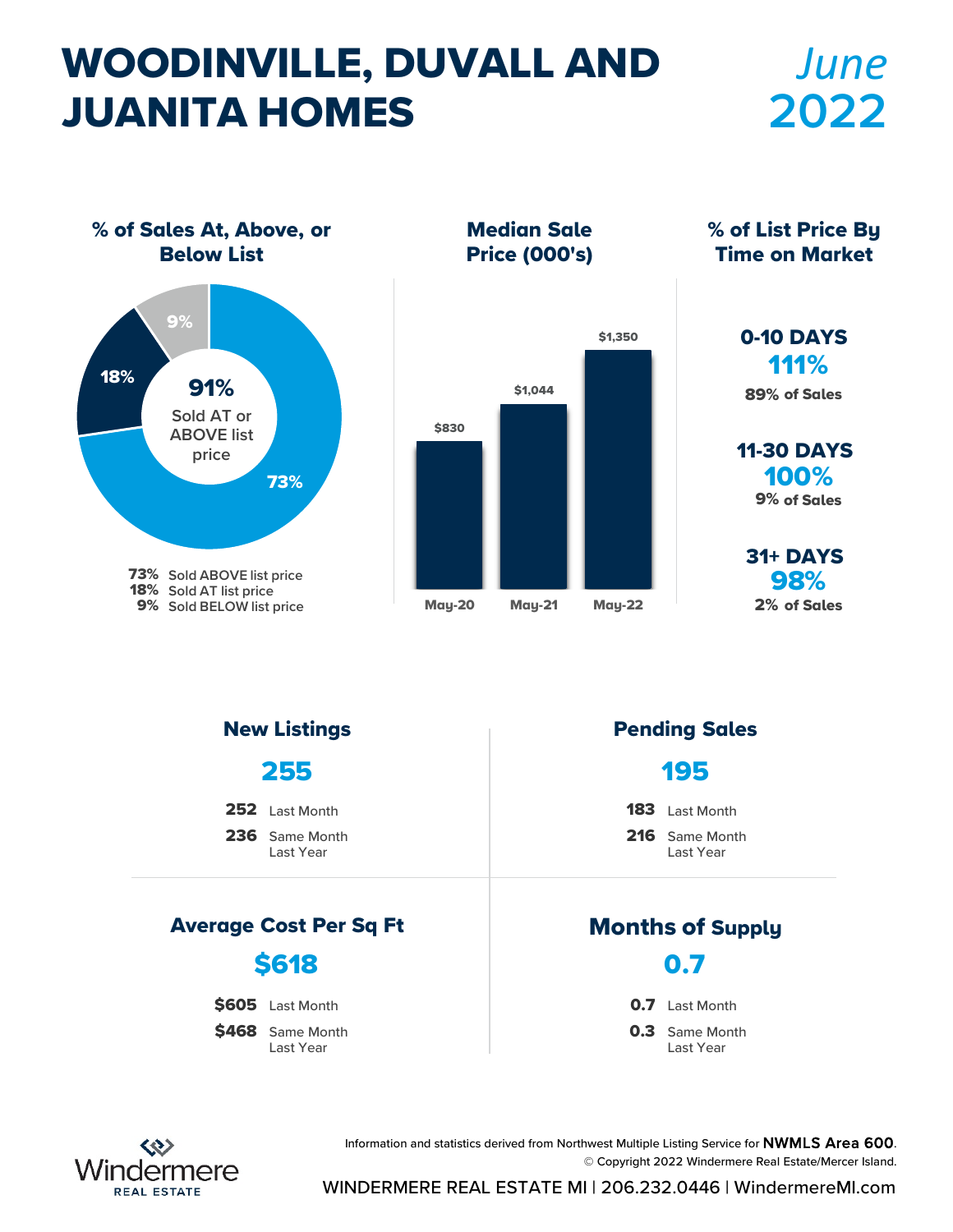# WOODINVILLE, DUVALL AND JUANITA HOMES

*June* **2022**

## % of Sales At, Above, or Below List

**91%** Sold AT or ABOVE list price

- **73%** Sold ABOVE list price
- **18%** Sold AT list price
- **9%** Sold BELOW list price

## Median Sale Price (000's)

| May-20 | May-21 | May-22 |
|---|---|---|
| $830 | $1,044 | $1,350 |

## % of List Price By Time on Market

**0-10 DAYS**
**111%**
89% of Sales

**11-30 DAYS**
**100%**
9% of Sales

**31+ DAYS**
**98%**
2% of Sales

## New Listings

**255**

- **252** Last Month
- **236** Same Month Last Year

## Pending Sales

**195**

- **183** Last Month
- **216** Same Month Last Year

## Average Cost Per Sq Ft

**$618**

- **$605** Last Month
- **$468** Same Month Last Year

## Months of Supply

**0.7**

- **0.7** Last Month
- **0.3** Same Month Last Year

Information and statistics derived from Northwest Multiple Listing Service for **NWMLS Area 600**.
© Copyright 2022 Windermere Real Estate/Mercer Island.

Windermere REAL ESTATE

WINDERMERE REAL ESTATE MI | 206.232.0446 | WindermereMI.com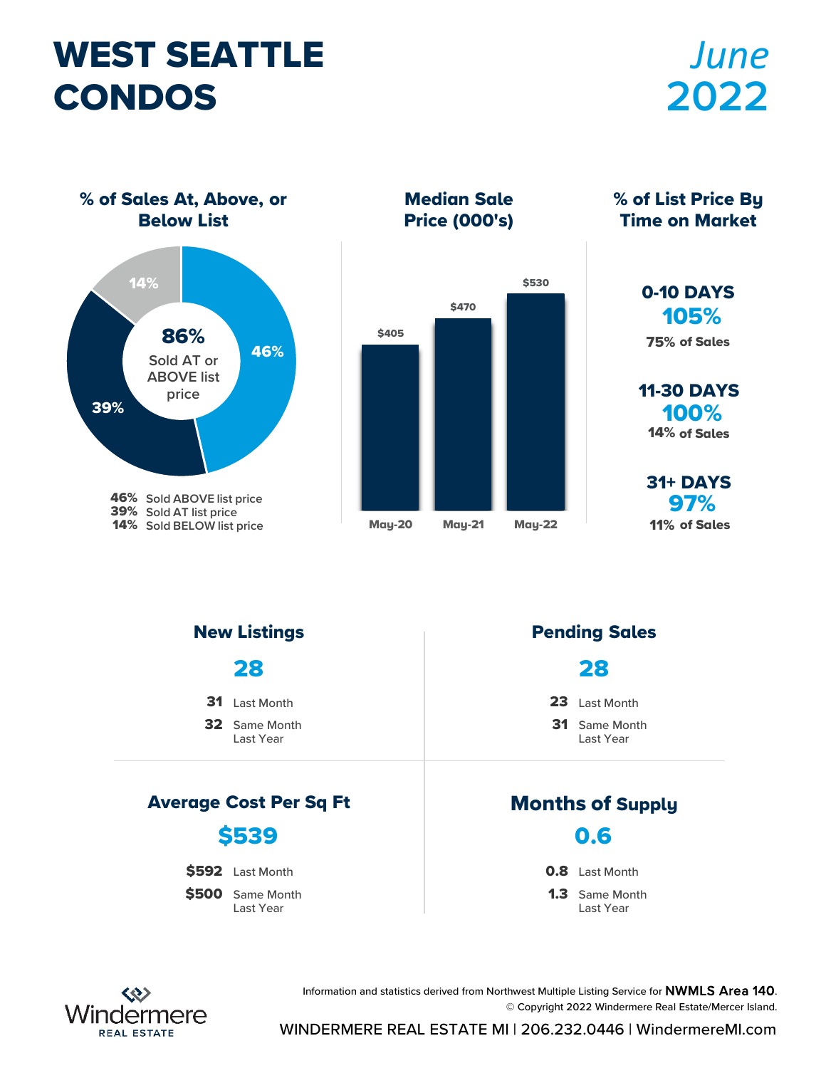# WEST SEATTLE CONDOS

## June 2022

### % of Sales At, Above, or Below List

**86%** Sold AT or ABOVE list price

- **46%** Sold ABOVE list price
- **39%** Sold AT list price
- **14%** Sold BELOW list price

### Median Sale Price (000's)

| May-20 | May-21 | May-22 |
|---|---|---|
| $405 | $470 | $530 |

### % of List Price By Time on Market

**0-10 DAYS**
**105%**
75% of Sales

**11-30 DAYS**
**100%**
14% of Sales

**31+ DAYS**
**97%**
11% of Sales

### New Listings

**28**

- **31** Last Month
- **32** Same Month Last Year

### Pending Sales

**28**

- **23** Last Month
- **31** Same Month Last Year

### Average Cost Per Sq Ft

**$539**

- **$592** Last Month
- **$500** Same Month Last Year

### Months of Supply

**0.6**

- **0.8** Last Month
- **1.3** Same Month Last Year

Information and statistics derived from Northwest Multiple Listing Service for **NWMLS Area 140**.
© Copyright 2022 Windermere Real Estate/Mercer Island.

Windermere REAL ESTATE

WINDERMERE REAL ESTATE MI | 206.232.0446 | WindermereMI.com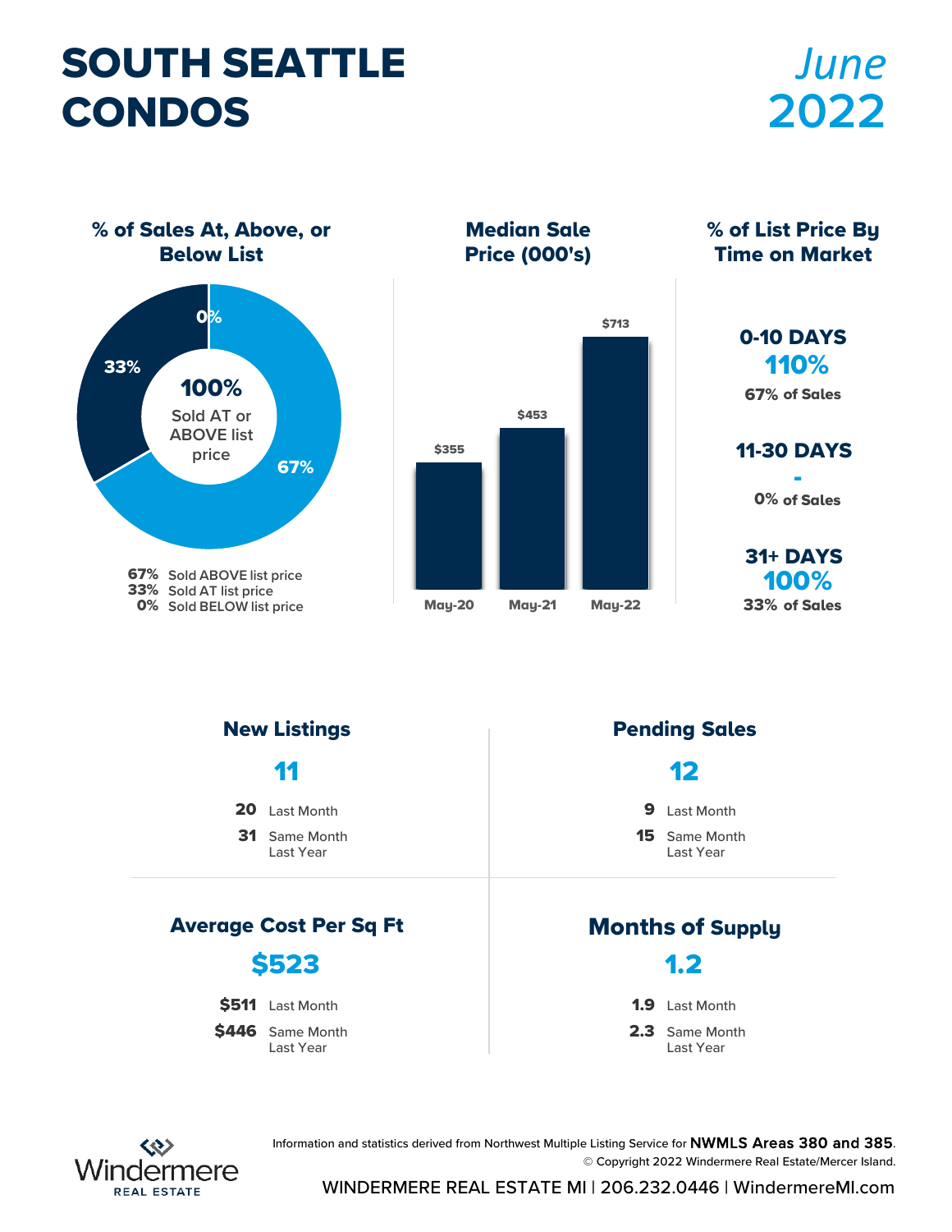# SOUTH SEATTLE CONDOS

*June* 2022

## % of Sales At, Above, or Below List

0%

33%

67%

**100%** Sold AT or ABOVE list price

**67%** Sold ABOVE list price
**33%** Sold AT list price
**0%** Sold BELOW list price

## Median Sale Price (000's)

| May-20 | May-21 | May-22 |
| --- | --- | --- |
| $355 | $453 | $713 |

## % of List Price By Time on Market

**0-10 DAYS**
**110%**
67% of Sales

**11-30 DAYS**
**-**
0% of Sales

**31+ DAYS**
**100%**
33% of Sales

## New Listings

**11**

**20** Last Month
**31** Same Month Last Year

## Pending Sales

**12**

**9** Last Month
**15** Same Month Last Year

## Average Cost Per Sq Ft

**$523**

**$511** Last Month
**$446** Same Month Last Year

## Months of Supply

**1.2**

**1.9** Last Month
**2.3** Same Month Last Year

Information and statistics derived from Northwest Multiple Listing Service for **NWMLS Areas 380 and 385**.
© Copyright 2022 Windermere Real Estate/Mercer Island.

Windermere REAL ESTATE

WINDERMERE REAL ESTATE MI | 206.232.0446 | WindermereMI.com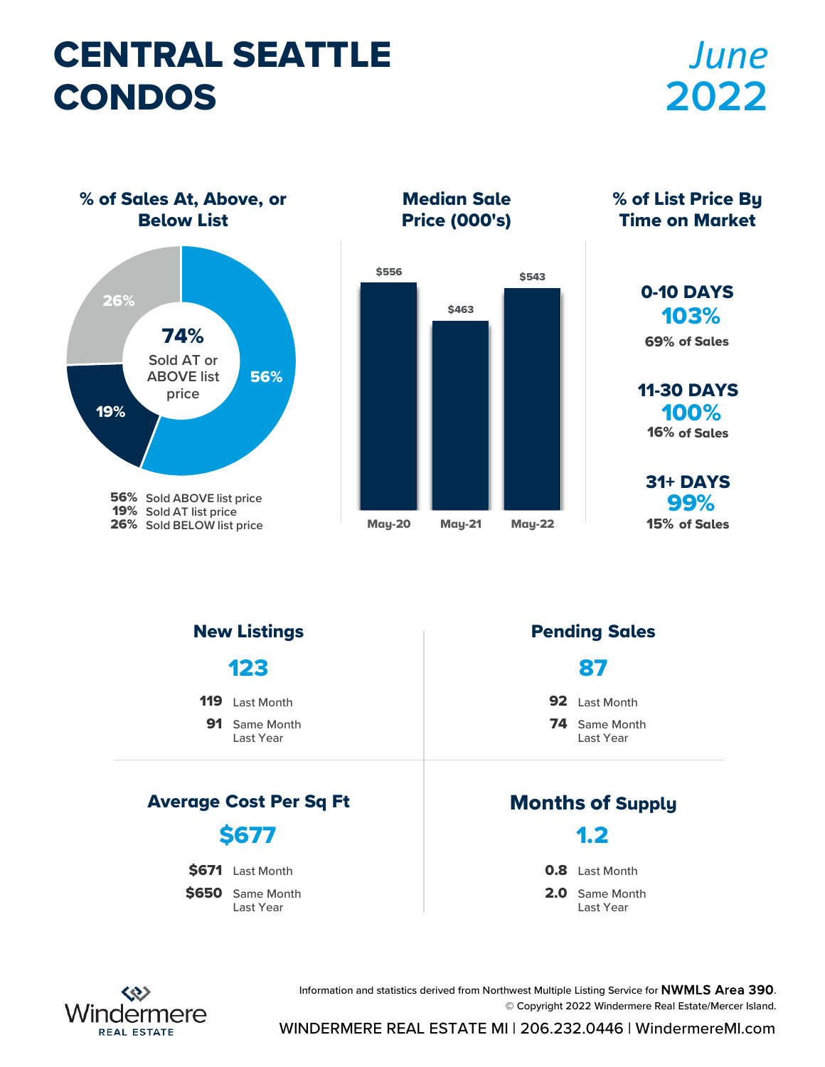# CENTRAL SEATTLE CONDOS

*June* 2022

## % of Sales At, Above, or Below List

**74%** Sold AT or ABOVE list price

- **56%** Sold ABOVE list price
- **19%** Sold AT list price
- **26%** Sold BELOW list price

## Median Sale Price (000's)

| May-20 | May-21 | May-22 |
|---|---|---|
| $556 | $463 | $543 |

## % of List Price By Time on Market

**0-10 DAYS**
**103%**
69% of Sales

**11-30 DAYS**
**100%**
16% of Sales

**31+ DAYS**
**99%**
15% of Sales

## New Listings

**123**

**119** Last Month
**91** Same Month Last Year

## Pending Sales

**87**

**92** Last Month
**74** Same Month Last Year

## Average Cost Per Sq Ft

**$677**

**$671** Last Month
**$650** Same Month Last Year

## Months of Supply

**1.2**

**0.8** Last Month
**2.0** Same Month Last Year

Information and statistics derived from Northwest Multiple Listing Service for **NWMLS Area 390**.
© Copyright 2022 Windermere Real Estate/Mercer Island.

Windermere REAL ESTATE

WINDERMERE REAL ESTATE MI | 206.232.0446 | WindermereMI.com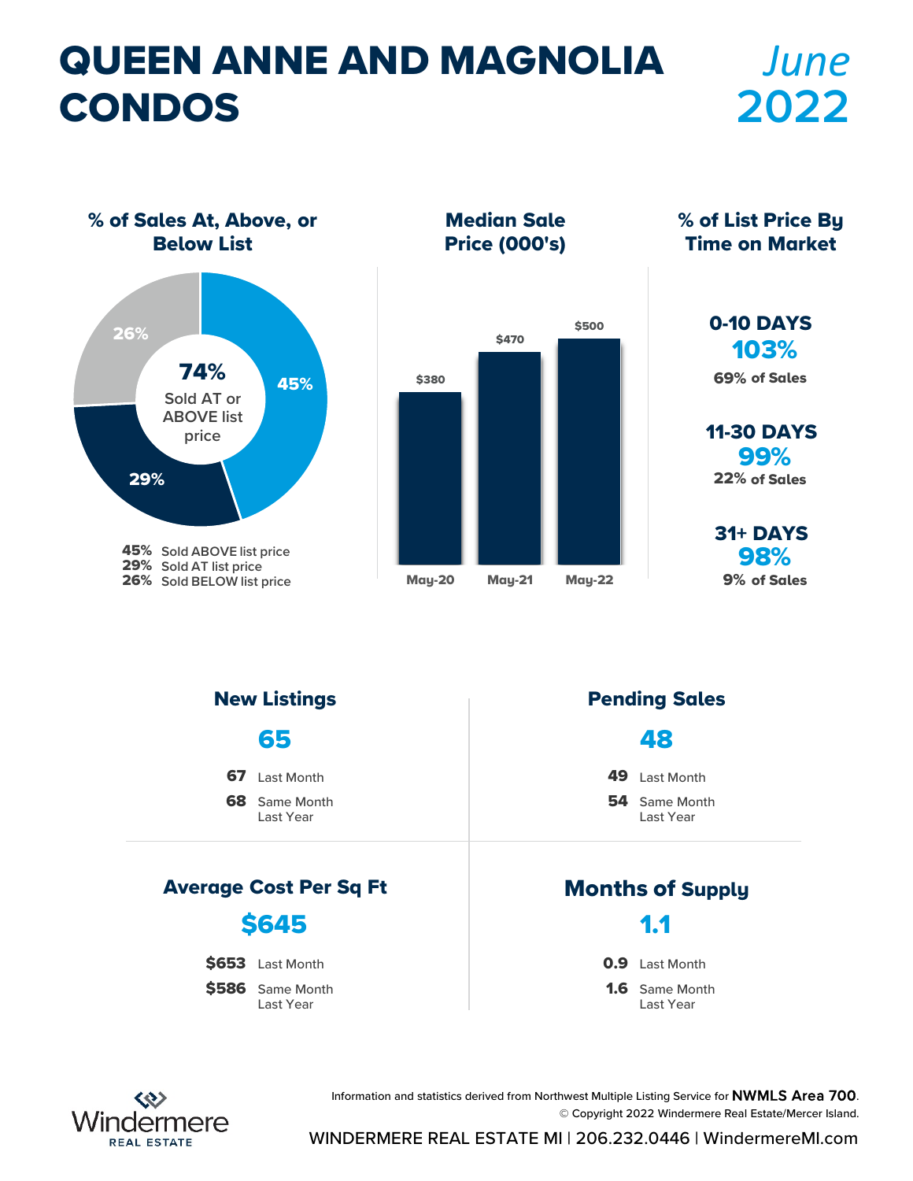# QUEEN ANNE AND MAGNOLIA CONDOS

*June* **2022**

### % of Sales At, Above, or Below List

**74%** Sold AT or ABOVE list price

- **45%** Sold ABOVE list price
- **29%** Sold AT list price
- **26%** Sold BELOW list price

### Median Sale Price (000's)

| May-20 | May-21 | May-22 |
|---|---|---|
| $380 | $470 | $500 |

### % of List Price By Time on Market

**0-10 DAYS**
**103%**
69% of Sales

**11-30 DAYS**
**99%**
22% of Sales

**31+ DAYS**
**98%**
9% of Sales

### New Listings

**65**

- **67** Last Month
- **68** Same Month Last Year

### Pending Sales

**48**

- **49** Last Month
- **54** Same Month Last Year

### Average Cost Per Sq Ft

**$645**

- **$653** Last Month
- **$586** Same Month Last Year

### Months of Supply

**1.1**

- **0.9** Last Month
- **1.6** Same Month Last Year

Information and statistics derived from Northwest Multiple Listing Service for **NWMLS Area 700**.
© Copyright 2022 Windermere Real Estate/Mercer Island.

Windermere REAL ESTATE

WINDERMERE REAL ESTATE MI | 206.232.0446 | WindermereMI.com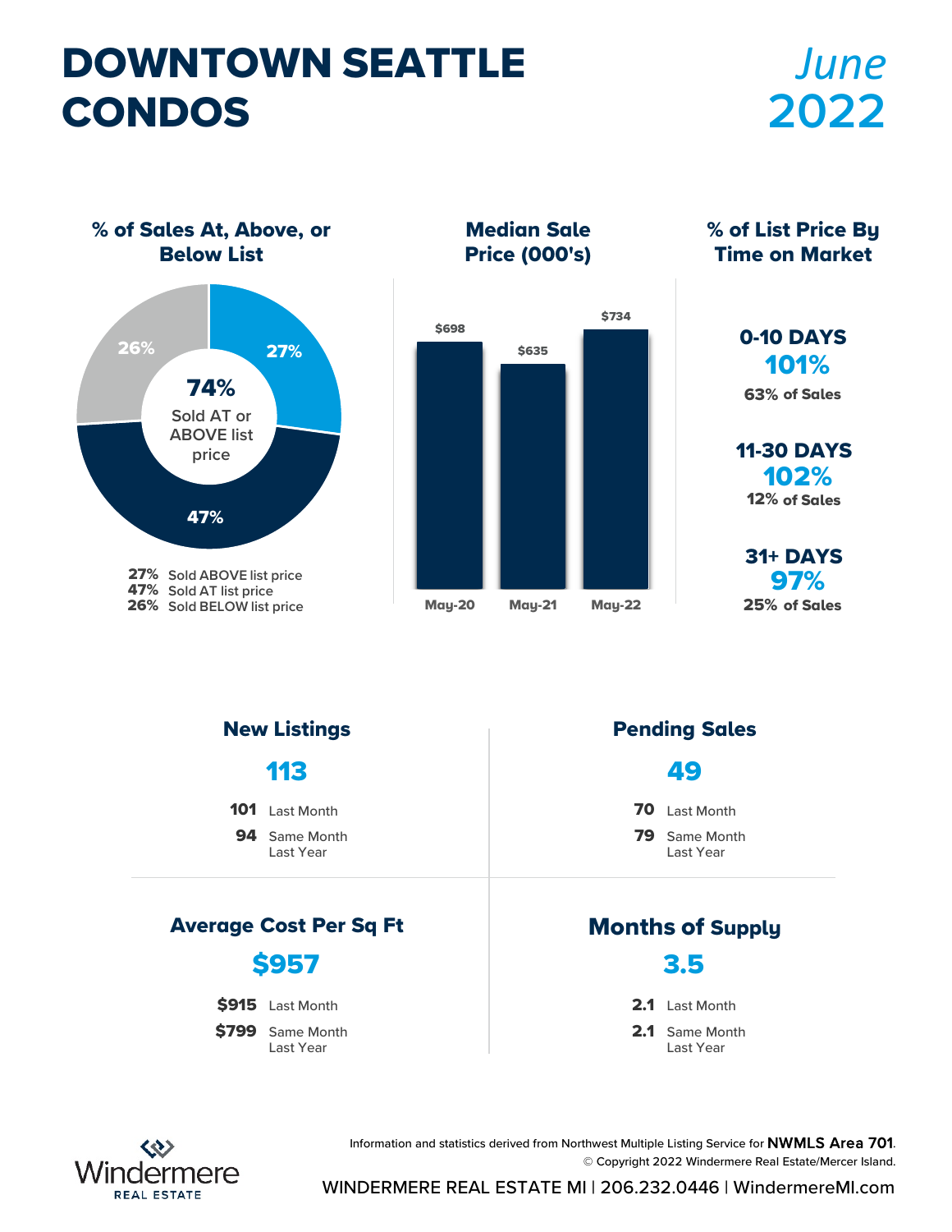# DOWNTOWN SEATTLE CONDOS

*June* **2022**

## % of Sales At, Above, or Below List

**74%** Sold AT or ABOVE list price

- **27%** Sold ABOVE list price
- **47%** Sold AT list price
- **26%** Sold BELOW list price

## Median Sale Price (000's)

| May-20 | May-21 | May-22 |
| --- | --- | --- |
| $698 | $635 | $734 |

## % of List Price By Time on Market

**0-10 DAYS**
**101%**
63% of Sales

**11-30 DAYS**
**102%**
12% of Sales

**31+ DAYS**
**97%**
25% of Sales

## New Listings

**113**

- **101** Last Month
- **94** Same Month Last Year

## Pending Sales

**49**

- **70** Last Month
- **79** Same Month Last Year

## Average Cost Per Sq Ft

**$957**

- **$915** Last Month
- **$799** Same Month Last Year

## Months of Supply

**3.5**

- **2.1** Last Month
- **2.1** Same Month Last Year

Information and statistics derived from Northwest Multiple Listing Service for **NWMLS Area 701**.
© Copyright 2022 Windermere Real Estate/Mercer Island.

Windermere REAL ESTATE

WINDERMERE REAL ESTATE MI | 206.232.0446 | WindermereMI.com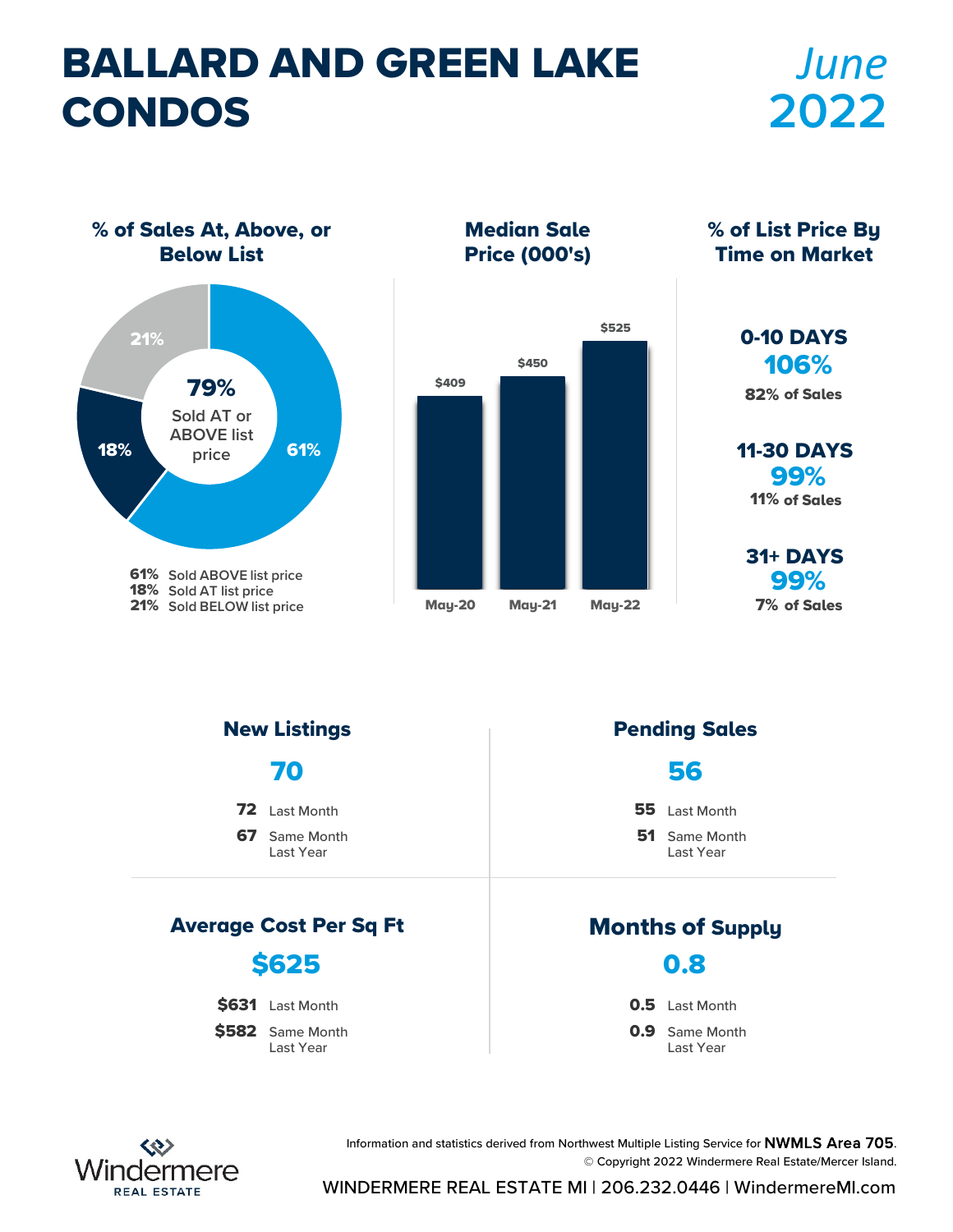# BALLARD AND GREEN LAKE CONDOS

*June* **2022**

## % of Sales At, Above, or Below List

**79%** Sold AT or ABOVE list price

- **61%** Sold ABOVE list price
- **18%** Sold AT list price
- **21%** Sold BELOW list price

## Median Sale Price (000's)

| May-20 | May-21 | May-22 |
|---|---|---|
| $409 | $450 | $525 |

## % of List Price By Time on Market

**0-10 DAYS**
**106%**
82% of Sales

**11-30 DAYS**
**99%**
11% of Sales

**31+ DAYS**
**99%**
7% of Sales

## New Listings

**70**

- **72** Last Month
- **67** Same Month Last Year

## Pending Sales

**56**

- **55** Last Month
- **51** Same Month Last Year

## Average Cost Per Sq Ft

**$625**

- **$631** Last Month
- **$582** Same Month Last Year

## Months of Supply

**0.8**

- **0.5** Last Month
- **0.9** Same Month Last Year

Information and statistics derived from Northwest Multiple Listing Service for **NWMLS Area 705**.
© Copyright 2022 Windermere Real Estate/Mercer Island.

Windermere REAL ESTATE

WINDERMERE REAL ESTATE MI | 206.232.0446 | WindermereMI.com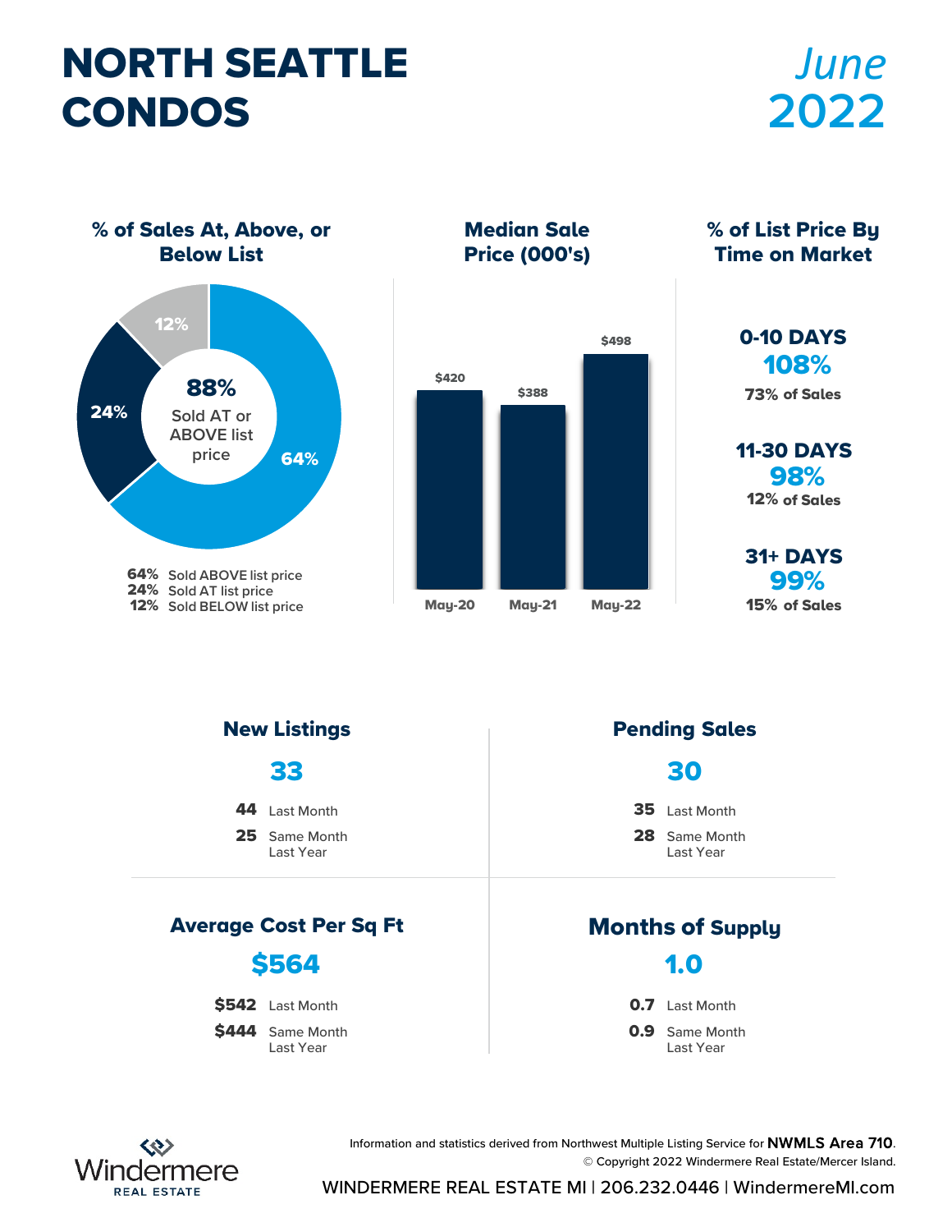# NORTH SEATTLE CONDOS

*June* **2022**

## % of Sales At, Above, or Below List

**88%** Sold AT or ABOVE list price

- **64%** Sold ABOVE list price
- **24%** Sold AT list price
- **12%** Sold BELOW list price

## Median Sale Price (000's)

| May-20 | May-21 | May-22 |
|---|---|---|
| $420 | $388 | $498 |

## % of List Price By Time on Market

**0-10 DAYS**
**108%**
73% of Sales

**11-30 DAYS**
**98%**
12% of Sales

**31+ DAYS**
**99%**
15% of Sales

## New Listings

**33**

- **44** Last Month
- **25** Same Month Last Year

## Pending Sales

**30**

- **35** Last Month
- **28** Same Month Last Year

## Average Cost Per Sq Ft

**$564**

- **$542** Last Month
- **$444** Same Month Last Year

## Months of Supply

**1.0**

- **0.7** Last Month
- **0.9** Same Month Last Year

Information and statistics derived from Northwest Multiple Listing Service for **NWMLS Area 710**.
© Copyright 2022 Windermere Real Estate/Mercer Island.

Windermere REAL ESTATE

WINDERMERE REAL ESTATE MI | 206.232.0446 | WindermereMI.com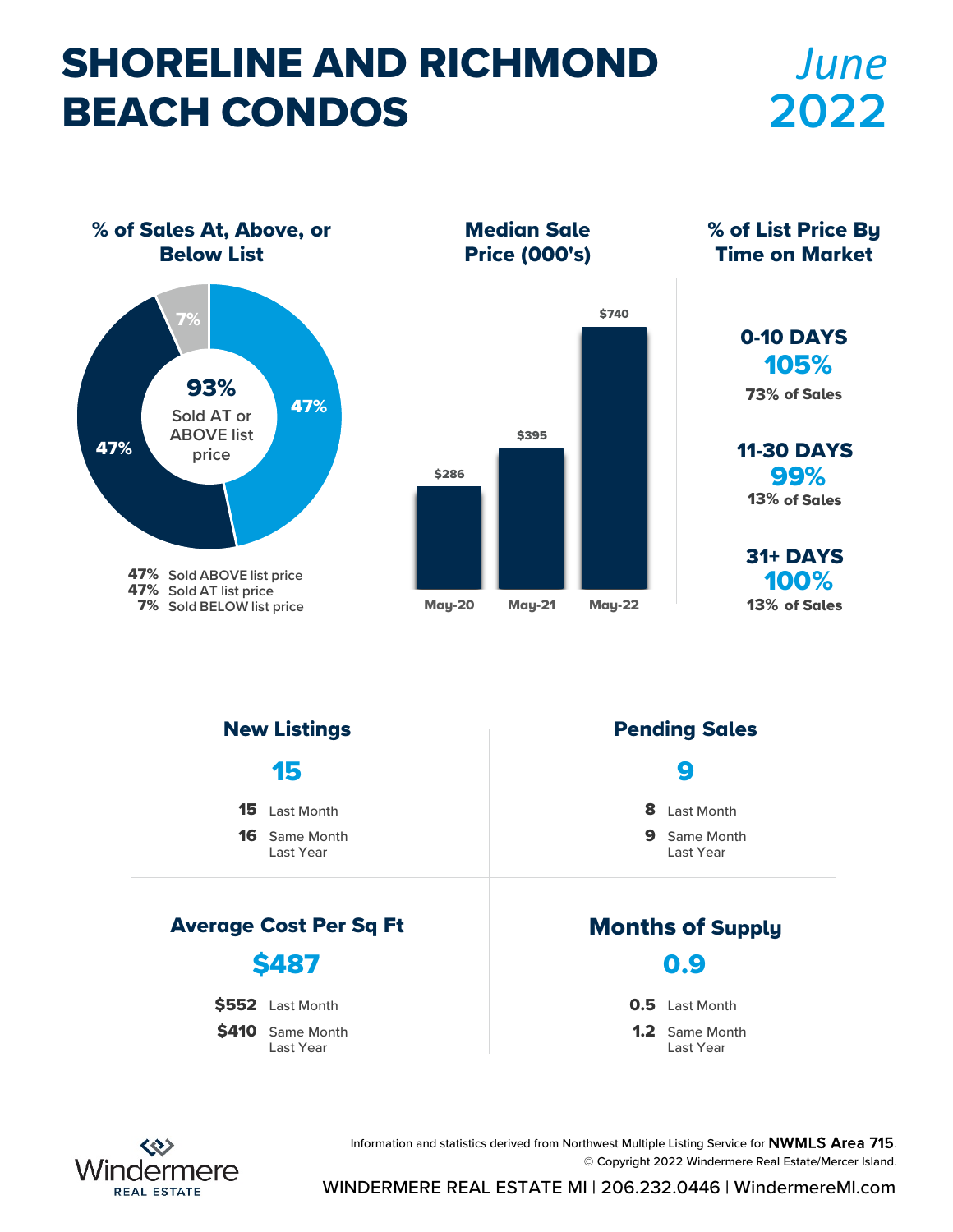# SHORELINE AND RICHMOND BEACH CONDOS

*June* **2022**

### % of Sales At, Above, or Below List

**93%** Sold AT or ABOVE list price

- 47% Sold ABOVE list price
- 47% Sold AT list price
- 7% Sold BELOW list price

### Median Sale Price (000's)

| May-20 | May-21 | May-22 |
|---|---|---|
| $286 | $395 | $740 |

### % of List Price By Time on Market

**0-10 DAYS**
**105%**
73% of Sales

**11-30 DAYS**
**99%**
13% of Sales

**31+ DAYS**
**100%**
13% of Sales

### New Listings

**15**

- **15** Last Month
- **16** Same Month Last Year

### Pending Sales

**9**

- **8** Last Month
- **9** Same Month Last Year

### Average Cost Per Sq Ft

**$487**

- **$552** Last Month
- **$410** Same Month Last Year

### Months of Supply

**0.9**

- **0.5** Last Month
- **1.2** Same Month Last Year

Information and statistics derived from Northwest Multiple Listing Service for **NWMLS Area 715**.
© Copyright 2022 Windermere Real Estate/Mercer Island.

Windermere REAL ESTATE

WINDERMERE REAL ESTATE MI | 206.232.0446 | WindermereMI.com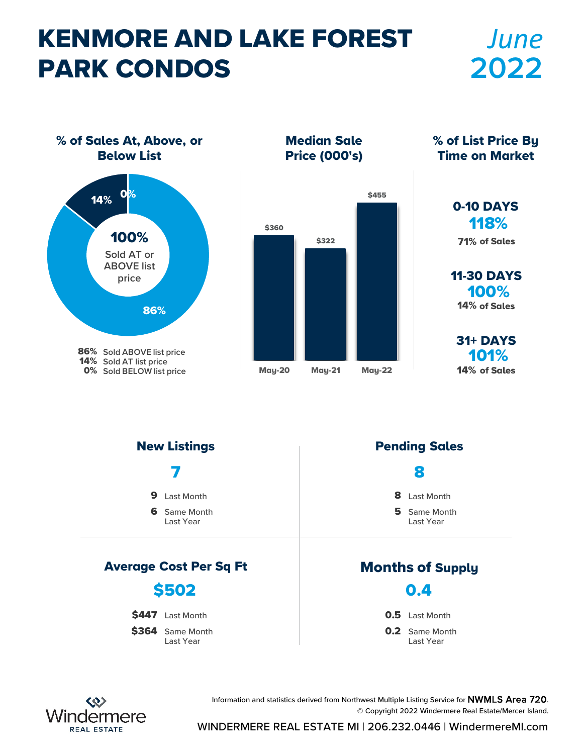# KENMORE AND LAKE FOREST PARK CONDOS

*June* **2022**

## % of Sales At, Above, or Below List

14%
0%
**100%** Sold AT or ABOVE list price
86%

**86%** Sold ABOVE list price
**14%** Sold AT list price
**0%** Sold BELOW list price

## Median Sale Price (000's)

| May-20 | May-21 | May-22 |
|---|---|---|
| $360 | $322 | $455 |

## % of List Price By Time on Market

**0-10 DAYS**
**118%**
71% of Sales

**11-30 DAYS**
**100%**
14% of Sales

**31+ DAYS**
**101%**
14% of Sales

## New Listings

**7**

**9** Last Month
**6** Same Month Last Year

## Pending Sales

**8**

**8** Last Month
**5** Same Month Last Year

## Average Cost Per Sq Ft

**$502**

**$447** Last Month
**$364** Same Month Last Year

## Months of Supply

**0.4**

**0.5** Last Month
**0.2** Same Month Last Year

Information and statistics derived from Northwest Multiple Listing Service for **NWMLS Area 720**.
© Copyright 2022 Windermere Real Estate/Mercer Island.

Windermere REAL ESTATE

WINDERMERE REAL ESTATE MI | 206.232.0446 | WindermereMI.com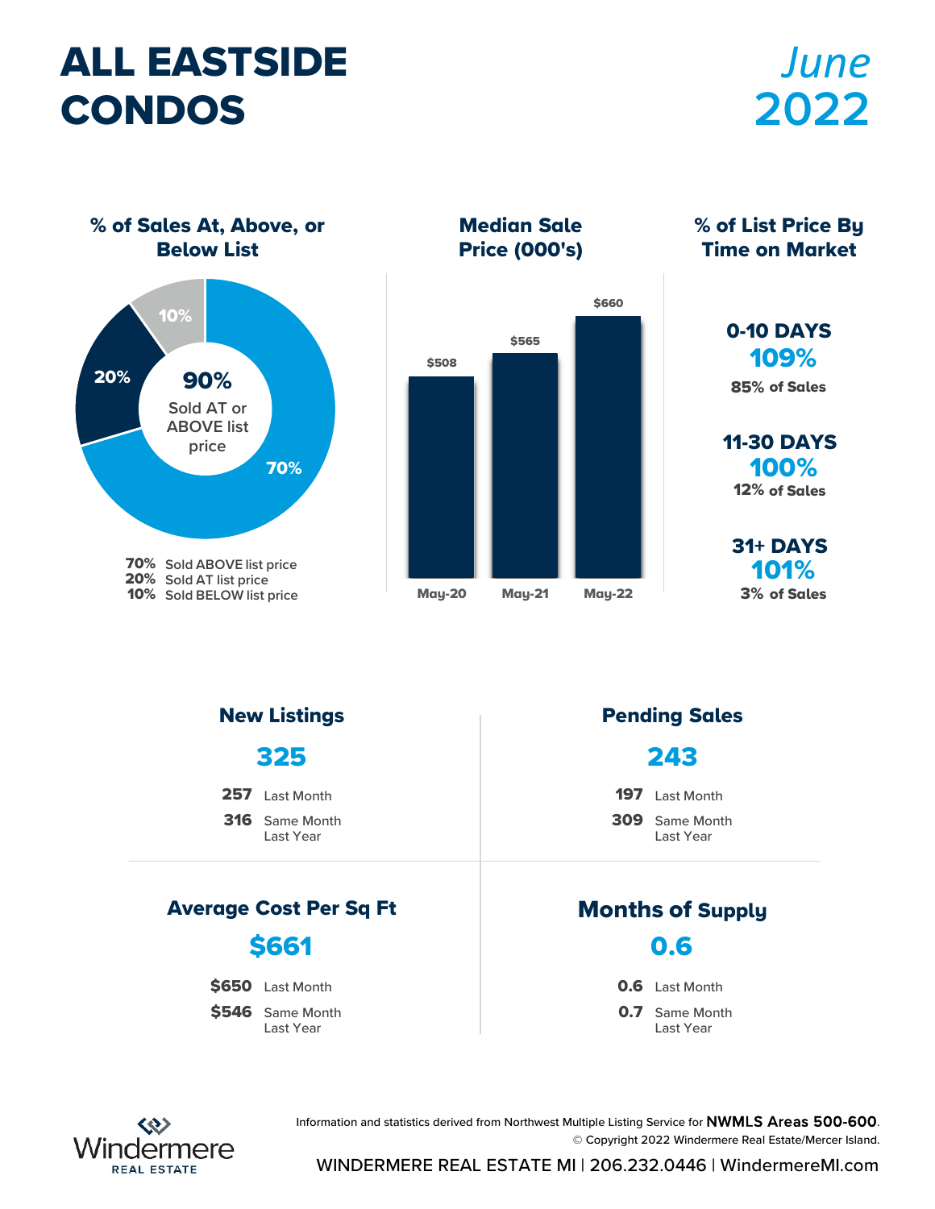# ALL EASTSIDE CONDOS

*June* 2022

## % of Sales At, Above, or Below List

**90%** Sold AT or ABOVE list price

- **70%** Sold ABOVE list price
- **20%** Sold AT list price
- **10%** Sold BELOW list price

## Median Sale Price (000's)

| May-20 | May-21 | May-22 |
|---|---|---|
| $508 | $565 | $660 |

## % of List Price By Time on Market

**0-10 DAYS**
**109%**
85% of Sales

**11-30 DAYS**
**100%**
12% of Sales

**31+ DAYS**
**101%**
3% of Sales

## New Listings

**325**

- **257** Last Month
- **316** Same Month Last Year

## Pending Sales

**243**

- **197** Last Month
- **309** Same Month Last Year

## Average Cost Per Sq Ft

**$661**

- **$650** Last Month
- **$546** Same Month Last Year

## Months of Supply

**0.6**

- **0.6** Last Month
- **0.7** Same Month Last Year

Information and statistics derived from Northwest Multiple Listing Service for **NWMLS Areas 500-600**.
© Copyright 2022 Windermere Real Estate/Mercer Island.

Windermere REAL ESTATE

WINDERMERE REAL ESTATE MI | 206.232.0446 | WindermereMI.com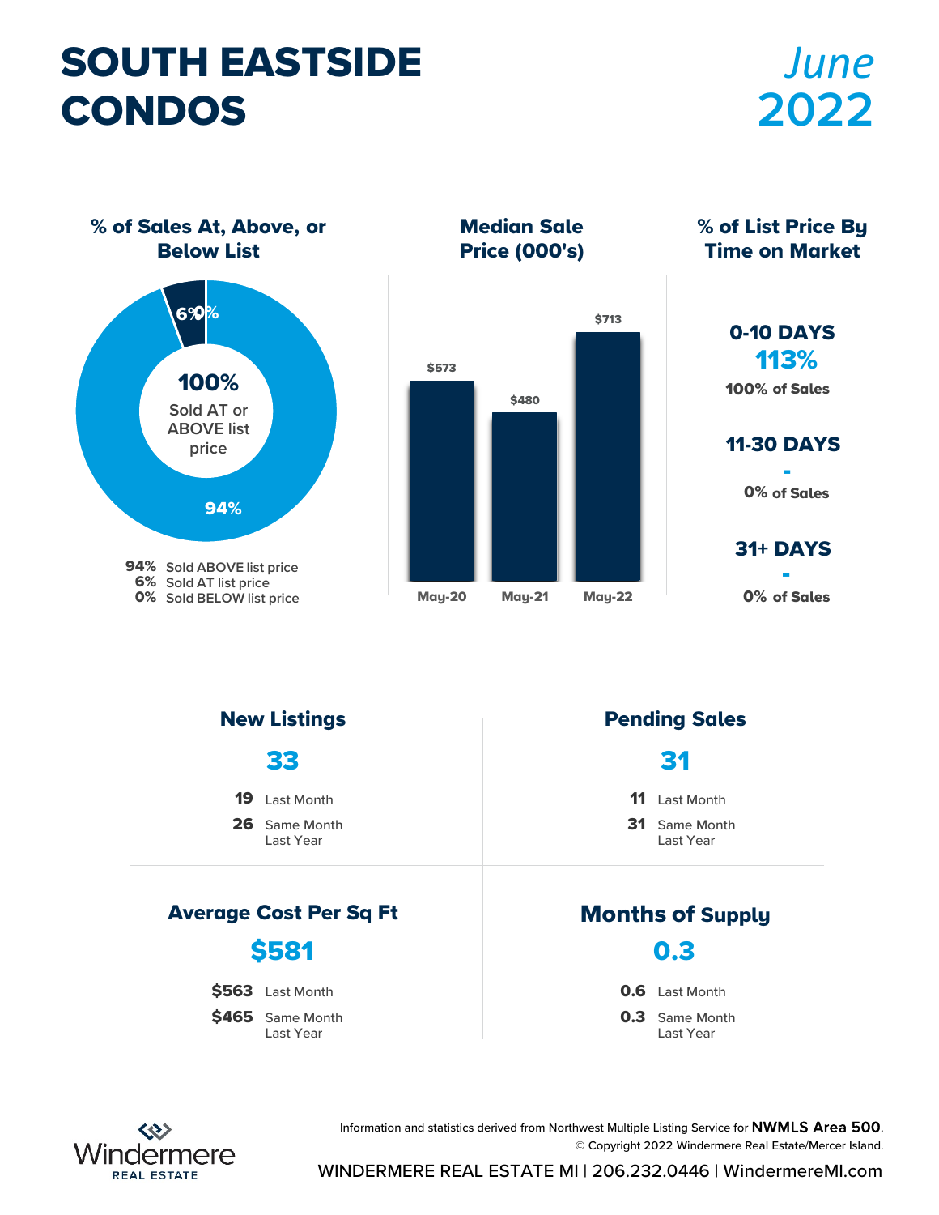# SOUTH EASTSIDE CONDOS

## *June* 2022

### % of Sales At, Above, or Below List

**100%** Sold AT or ABOVE list price

| | |
|---|---|
| **94%** | Sold ABOVE list price |
| **6%** | Sold AT list price |
| **0%** | Sold BELOW list price |

### Median Sale Price (000's)

| May-20 | May-21 | May-22 |
|---|---|---|
| $573 | $480 | $713 |

### % of List Price By Time on Market

**0-10 DAYS**
**113%**
100% of Sales

**11-30 DAYS**
**-**
0% of Sales

**31+ DAYS**
**-**
0% of Sales

### New Listings

**33**

**19** Last Month
**26** Same Month Last Year

### Pending Sales

**31**

**11** Last Month
**31** Same Month Last Year

### Average Cost Per Sq Ft

**$581**

**$563** Last Month
**$465** Same Month Last Year

### Months of Supply

**0.3**

**0.6** Last Month
**0.3** Same Month Last Year

Information and statistics derived from Northwest Multiple Listing Service for **NWMLS Area 500**.
© Copyright 2022 Windermere Real Estate/Mercer Island.

Windermere REAL ESTATE

WINDERMERE REAL ESTATE MI | 206.232.0446 | WindermereMI.com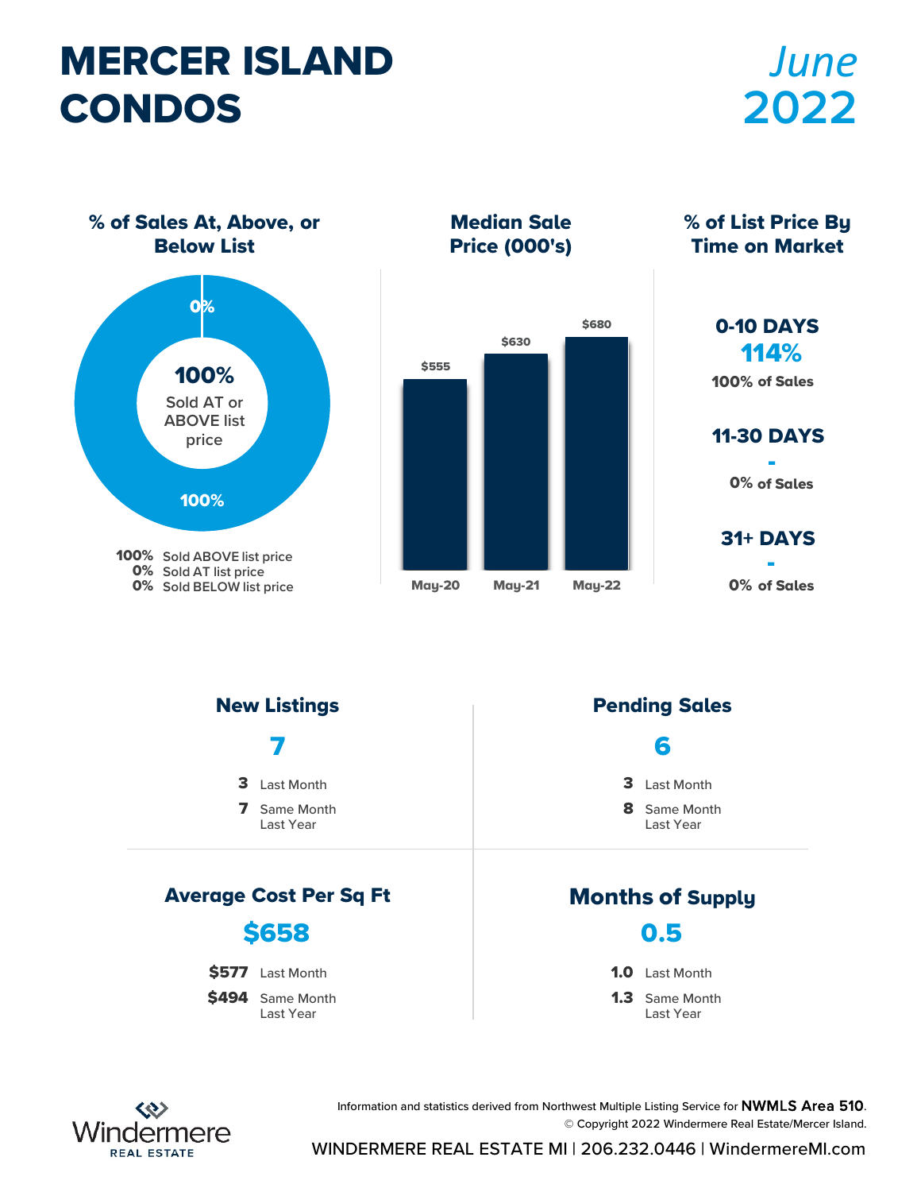# MERCER ISLAND CONDOS

*June* **2022**

## % of Sales At, Above, or Below List

0%

**100%** Sold AT or ABOVE list price

100%

| | |
|---|---|
| **100%** | Sold ABOVE list price |
| **0%** | Sold AT list price |
| **0%** | Sold BELOW list price |

## Median Sale Price (000's)

| May-20 | May-21 | May-22 |
|---|---|---|
| $555 | $630 | $680 |

## % of List Price By Time on Market

**0-10 DAYS**
**114%**
100% of Sales

**11-30 DAYS**
**-**
0% of Sales

**31+ DAYS**
**-**
0% of Sales

## New Listings

**7**

**3** Last Month
**7** Same Month Last Year

## Pending Sales

**6**

**3** Last Month
**8** Same Month Last Year

## Average Cost Per Sq Ft

**$658**

**$577** Last Month
**$494** Same Month Last Year

## Months of Supply

**0.5**

**1.0** Last Month
**1.3** Same Month Last Year

Windermere REAL ESTATE

Information and statistics derived from Northwest Multiple Listing Service for **NWMLS Area 510**.
© Copyright 2022 Windermere Real Estate/Mercer Island.

WINDERMERE REAL ESTATE MI | 206.232.0446 | WindermereMI.com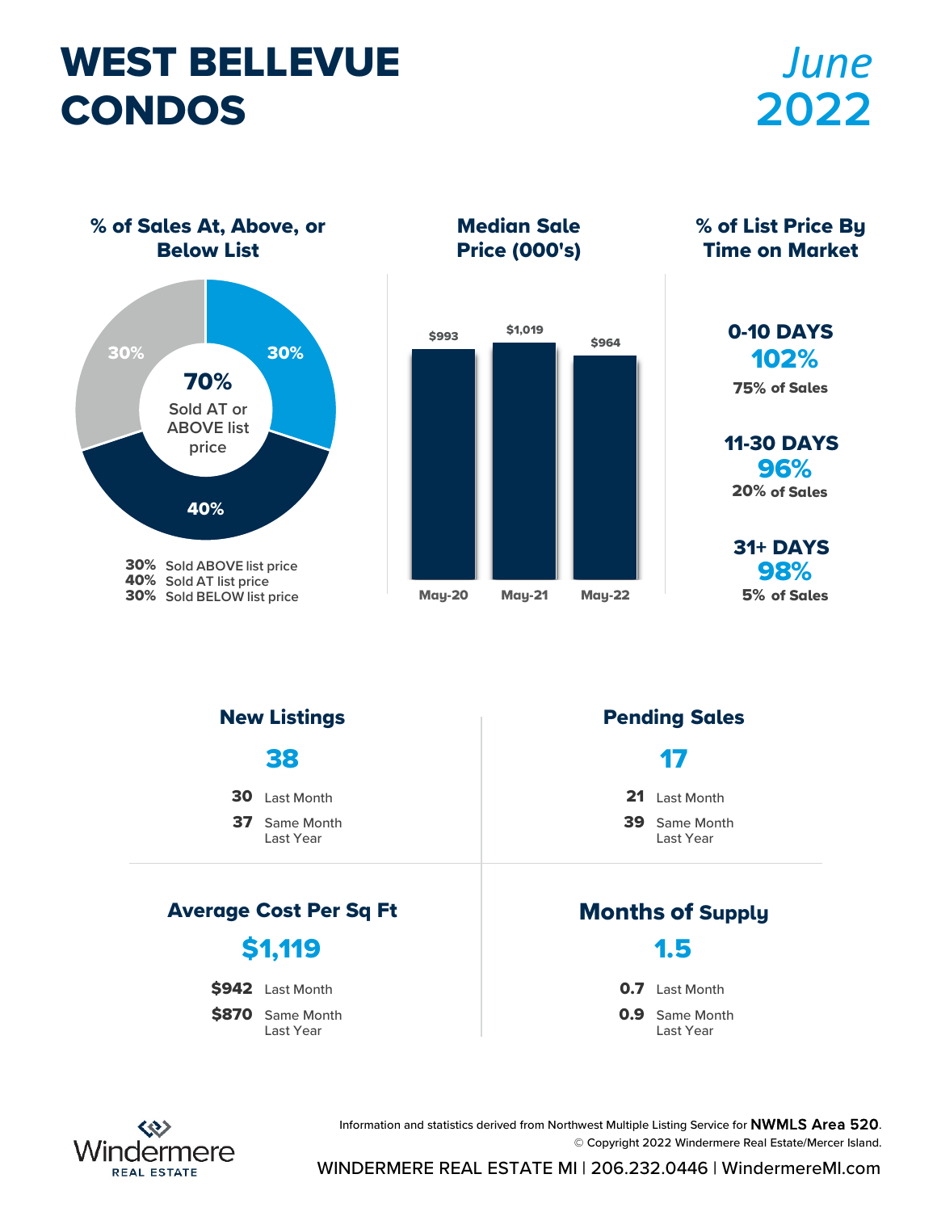# WEST BELLEVUE CONDOS

*June* **2022**

## % of Sales At, Above, or Below List

**70%** Sold AT or ABOVE list price

- **30%** Sold ABOVE list price
- **40%** Sold AT list price
- **30%** Sold BELOW list price

## Median Sale Price (000's)

| May-20 | May-21 | May-22 |
|---|---|---|
| $993 | $1,019 | $964 |

## % of List Price By Time on Market

**0-10 DAYS**
**102%**
75% of Sales

**11-30 DAYS**
**96%**
20% of Sales

**31+ DAYS**
**98%**
5% of Sales

## New Listings

**38**

- **30** Last Month
- **37** Same Month Last Year

## Pending Sales

**17**

- **21** Last Month
- **39** Same Month Last Year

## Average Cost Per Sq Ft

**$1,119**

- **$942** Last Month
- **$870** Same Month Last Year

## Months of Supply

**1.5**

- **0.7** Last Month
- **0.9** Same Month Last Year

Windermere REAL ESTATE

Information and statistics derived from Northwest Multiple Listing Service for **NWMLS Area 520**.
© Copyright 2022 Windermere Real Estate/Mercer Island.

WINDERMERE REAL ESTATE MI | 206.232.0446 | WindermereMI.com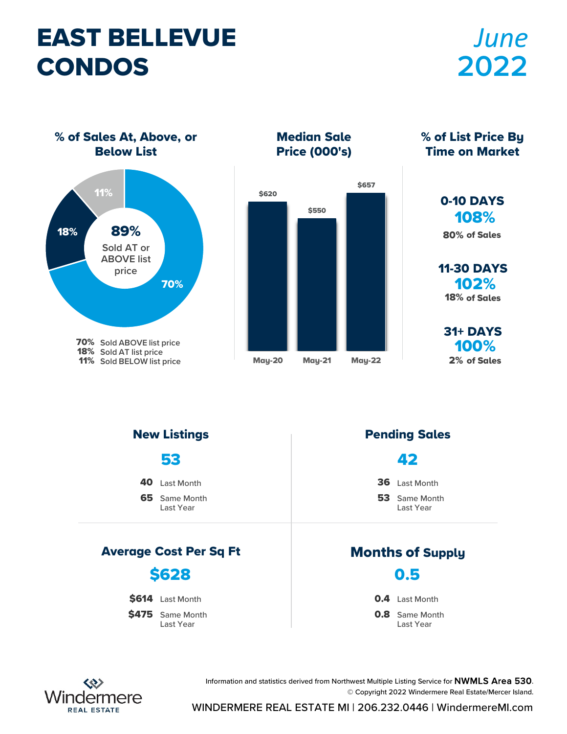# EAST BELLEVUE CONDOS

*June* **2022**

### % of Sales At, Above, or Below List

**89%** Sold AT or ABOVE list price

- 70% Sold ABOVE list price
- 18% Sold AT list price
- 11% Sold BELOW list price

### Median Sale Price (000's)

| May-20 | May-21 | May-22 |
|---|---|---|
| $620 | $550 | $657 |

### % of List Price By Time on Market

**0-10 DAYS**
**108%**
80% of Sales

**11-30 DAYS**
**102%**
18% of Sales

**31+ DAYS**
**100%**
2% of Sales

### New Listings

**53**

- **40** Last Month
- **65** Same Month Last Year

### Pending Sales

**42**

- **36** Last Month
- **53** Same Month Last Year

### Average Cost Per Sq Ft

**$628**

- **$614** Last Month
- **$475** Same Month Last Year

### Months of Supply

**0.5**

- **0.4** Last Month
- **0.8** Same Month Last Year

Information and statistics derived from Northwest Multiple Listing Service for **NWMLS Area 530**.
© Copyright 2022 Windermere Real Estate/Mercer Island.

Windermere REAL ESTATE

WINDERMERE REAL ESTATE MI | 206.232.0446 | WindermereMI.com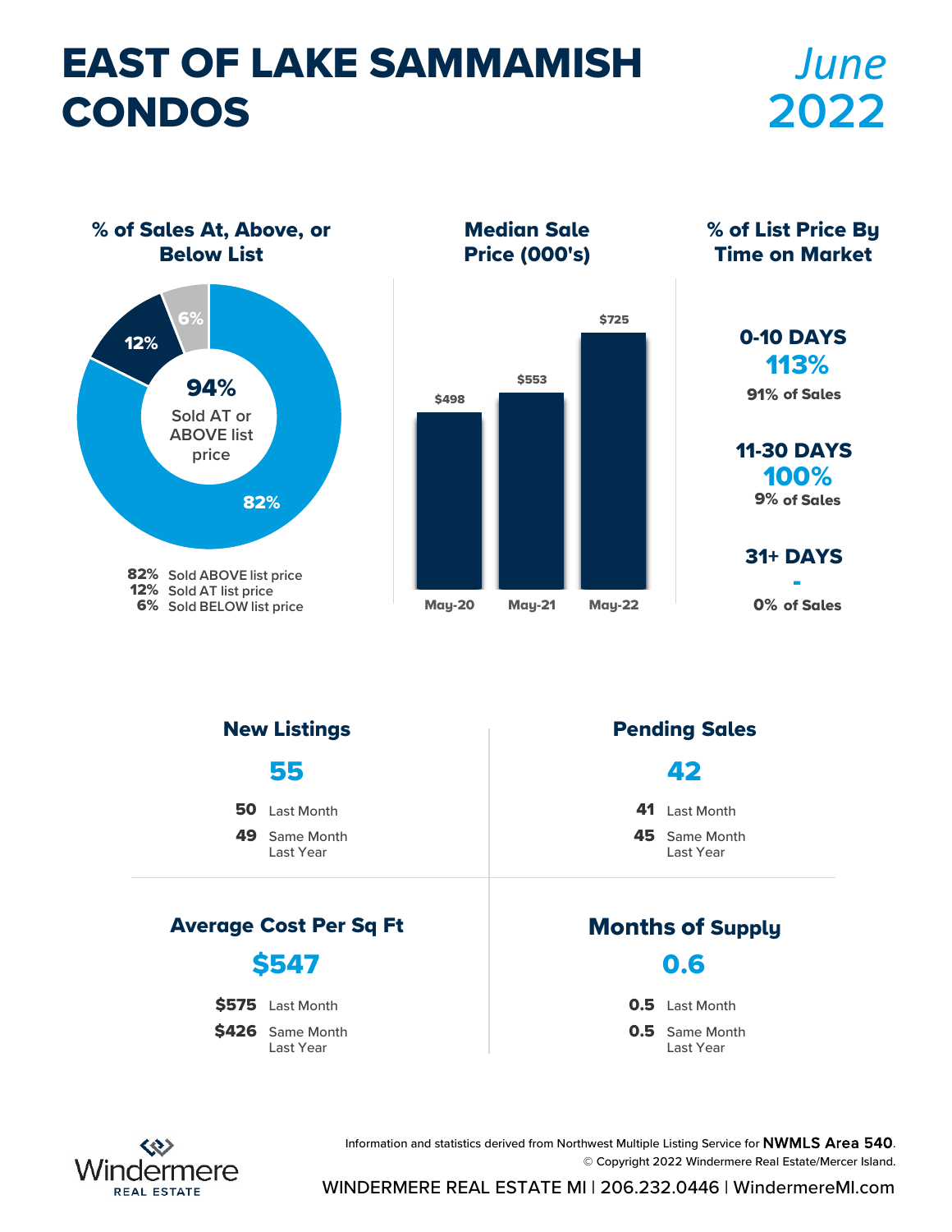# EAST OF LAKE SAMMAMISH CONDOS

*June* **2022**

## % of Sales At, Above, or Below List

**94%** Sold AT or ABOVE list price

- **82%** Sold ABOVE list price
- **12%** Sold AT list price
- **6%** Sold BELOW list price

## Median Sale Price (000's)

| May-20 | May-21 | May-22 |
|---|---|---|
| $498 | $553 | $725 |

## % of List Price By Time on Market

**0-10 DAYS**
**113%**
91% of Sales

**11-30 DAYS**
**100%**
9% of Sales

**31+ DAYS**
**-**
0% of Sales

## New Listings

**55**

- **50** Last Month
- **49** Same Month Last Year

## Pending Sales

**42**

- **41** Last Month
- **45** Same Month Last Year

## Average Cost Per Sq Ft

**$547**

- **$575** Last Month
- **$426** Same Month Last Year

## Months of Supply

**0.6**

- **0.5** Last Month
- **0.5** Same Month Last Year

Information and statistics derived from Northwest Multiple Listing Service for **NWMLS Area 540**.
© Copyright 2022 Windermere Real Estate/Mercer Island.

Windermere REAL ESTATE

WINDERMERE REAL ESTATE MI | 206.232.0446 | WindermereMI.com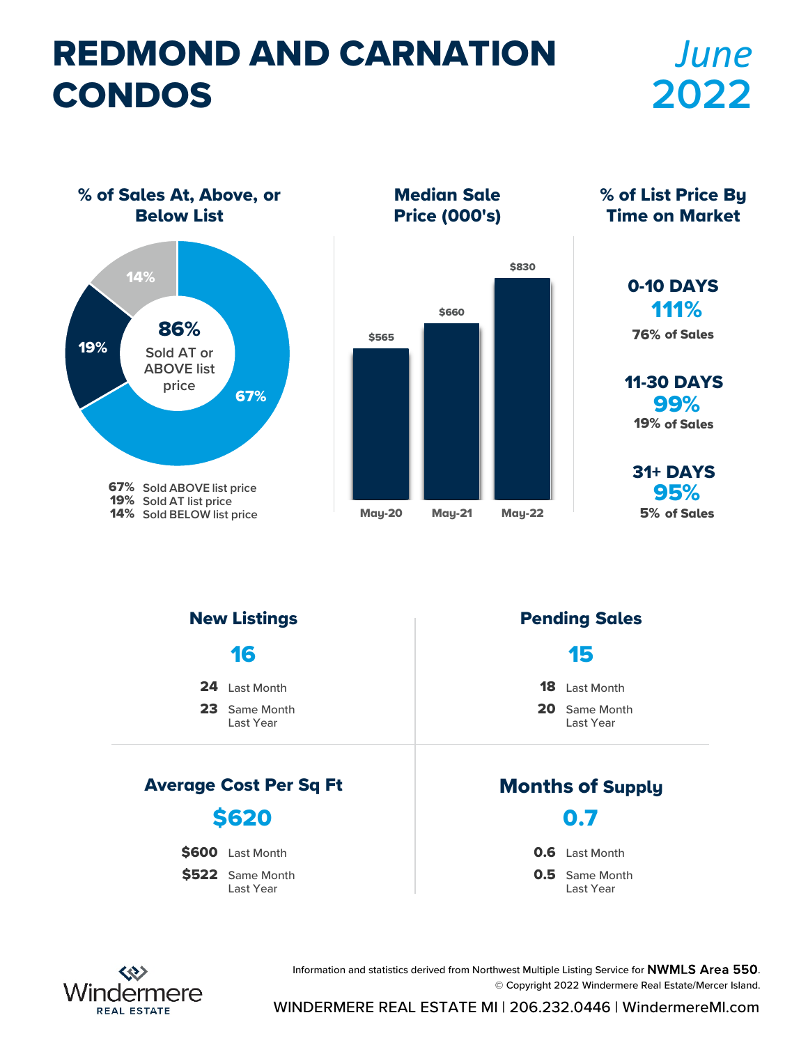# REDMOND AND CARNATION CONDOS

*June* **2022**

## % of Sales At, Above, or Below List

**86%** Sold AT or ABOVE list price

| | |
|---|---|
| **67%** | Sold ABOVE list price |
| **19%** | Sold AT list price |
| **14%** | Sold BELOW list price |

## Median Sale Price (000's)

| May-20 | May-21 | May-22 |
|---|---|---|
| $565 | $660 | $830 |

## % of List Price By Time on Market

**0-10 DAYS**
**111%**
76% of Sales

**11-30 DAYS**
**99%**
19% of Sales

**31+ DAYS**
**95%**
5% of Sales

## New Listings

**16**

**24** Last Month

**23** Same Month Last Year

## Pending Sales

**15**

**18** Last Month

**20** Same Month Last Year

## Average Cost Per Sq Ft

**$620**

**$600** Last Month

**$522** Same Month Last Year

## Months of Supply

**0.7**

**0.6** Last Month

**0.5** Same Month Last Year

Information and statistics derived from Northwest Multiple Listing Service for **NWMLS Area 550**.
© Copyright 2022 Windermere Real Estate/Mercer Island.

Windermere REAL ESTATE

WINDERMERE REAL ESTATE MI | 206.232.0446 | WindermereMI.com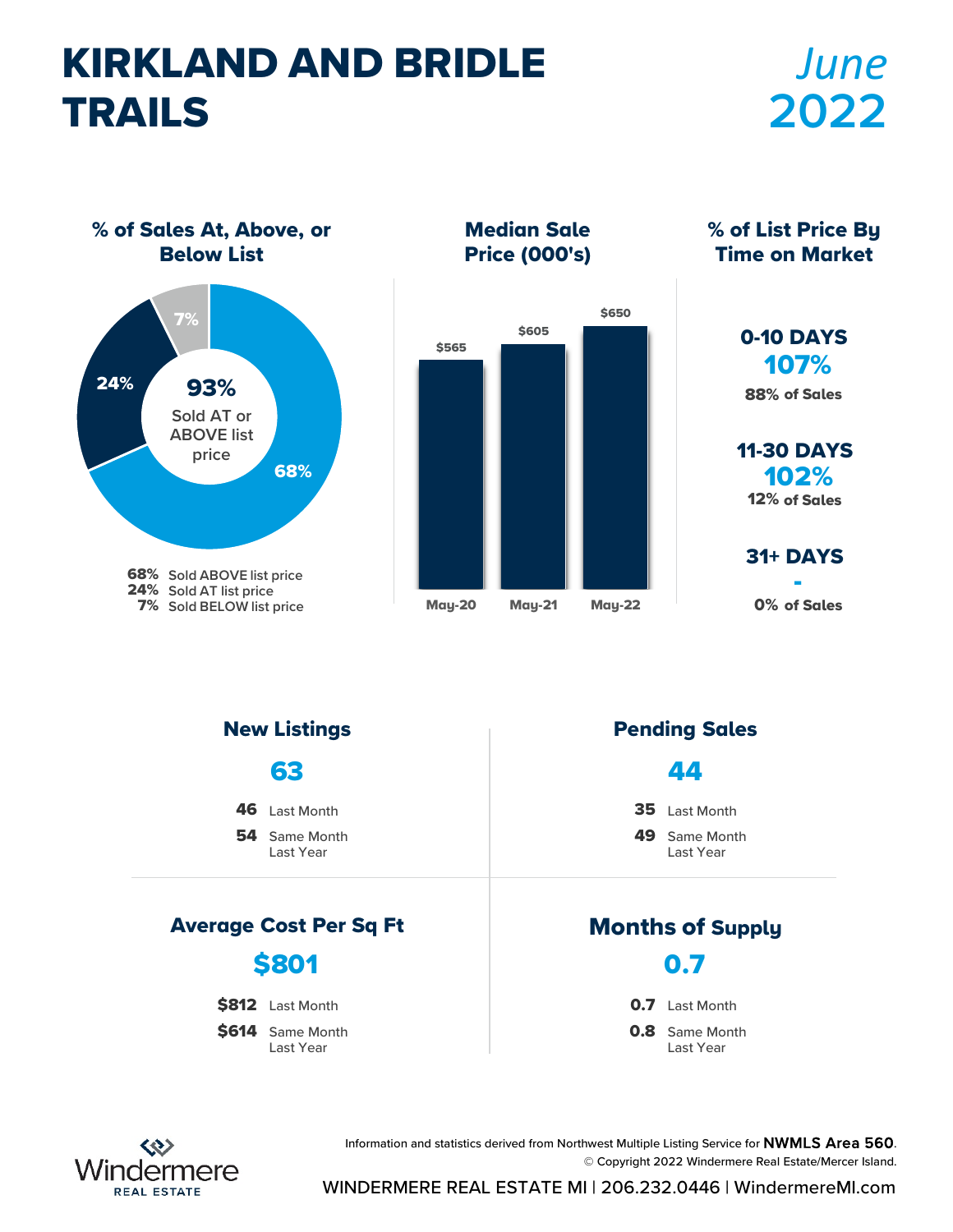# KIRKLAND AND BRIDLE TRAILS

*June*
**2022**

## % of Sales At, Above, or Below List

**93%** Sold AT or ABOVE list price

- **68%** Sold ABOVE list price
- **24%** Sold AT list price
- **7%** Sold BELOW list price

## Median Sale Price (000's)

| May-20 | May-21 | May-22 |
|---|---|---|
| $565 | $605 | $650 |

## % of List Price By Time on Market

**0-10 DAYS**
**107%**
88% of Sales

**11-30 DAYS**
**102%**
12% of Sales

**31+ DAYS**
**-**
0% of Sales

## New Listings

**63**

- **46** Last Month
- **54** Same Month Last Year

## Pending Sales

**44**

- **35** Last Month
- **49** Same Month Last Year

## Average Cost Per Sq Ft

**$801**

- **$812** Last Month
- **$614** Same Month Last Year

## Months of Supply

**0.7**

- **0.7** Last Month
- **0.8** Same Month Last Year

Windermere REAL ESTATE

Information and statistics derived from Northwest Multiple Listing Service for **NWMLS Area 560**.
© Copyright 2022 Windermere Real Estate/Mercer Island.

WINDERMERE REAL ESTATE MI | 206.232.0446 | WindermereMI.com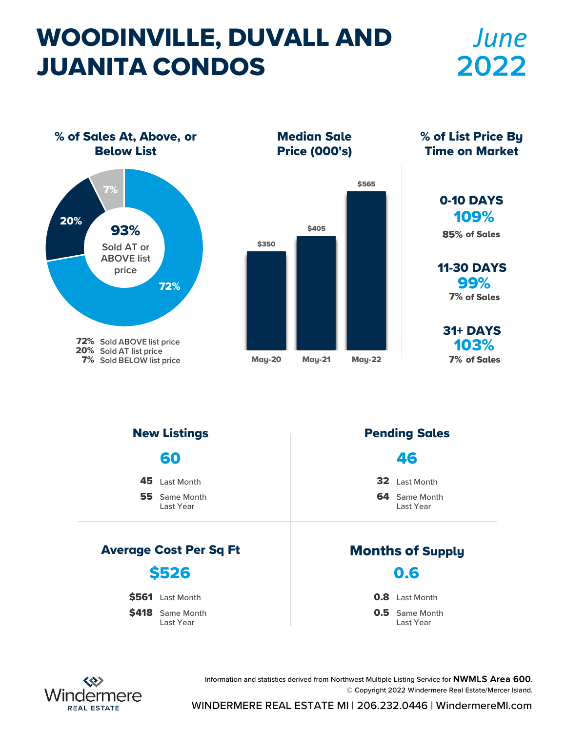# WOODINVILLE, DUVALL AND JUANITA CONDOS

*June*
2022

## % of Sales At, Above, or Below List

7%
20%
93%
Sold AT or ABOVE list price
72%

**72%** Sold ABOVE list price
**20%** Sold AT list price
**7%** Sold BELOW list price

## Median Sale Price (000's)

$350
$405
$565

May-20
May-21
May-22

## % of List Price By Time on Market

**0-10 DAYS**
**109%**
85% of Sales

**11-30 DAYS**
**99%**
7% of Sales

**31+ DAYS**
**103%**
7% of Sales

## New Listings

**60**

**45** Last Month
**55** Same Month Last Year

## Pending Sales

**46**

**32** Last Month
**64** Same Month Last Year

## Average Cost Per Sq Ft

**$526**

**$561** Last Month
**$418** Same Month Last Year

## Months of Supply

**0.6**

**0.8** Last Month
**0.5** Same Month Last Year

Windermere REAL ESTATE

Information and statistics derived from Northwest Multiple Listing Service for **NWMLS Area 600**.
© Copyright 2022 Windermere Real Estate/Mercer Island.

WINDERMERE REAL ESTATE MI | 206.232.0446 | WindermereMI.com